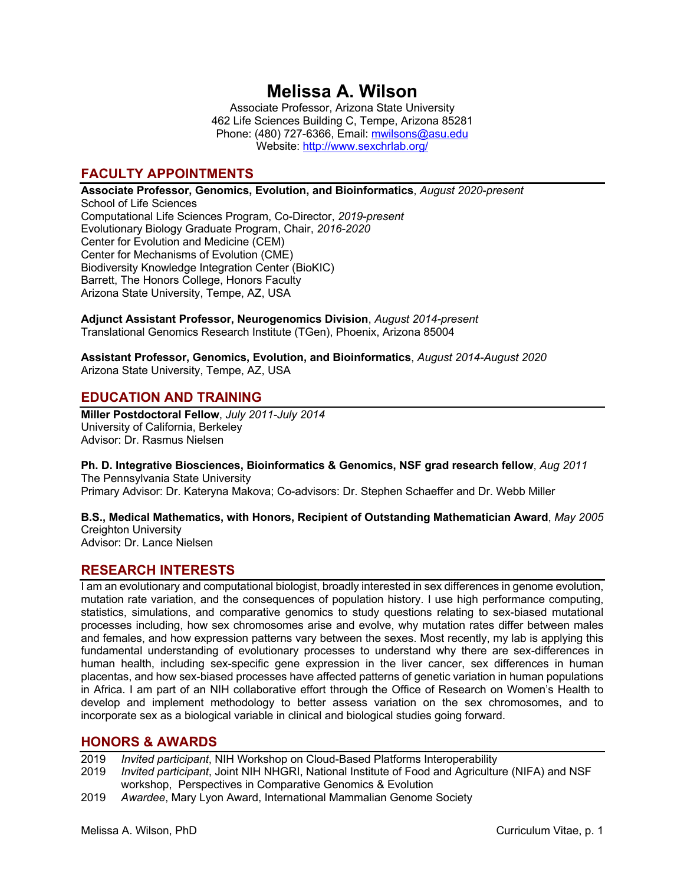# Melissa A. Wilson

Associate Professor, Arizona State University
462 Life Sciences Building C, Tempe, Arizona 85281
Phone: (480) 727-6366, Email: mwilsons@asu.edu
Website: http://www.sexchrlab.org/

## FACULTY APPOINTMENTS

**Associate Professor, Genomics, Evolution, and Bioinformatics**, *August 2020-present*
School of Life Sciences
Computational Life Sciences Program, Co-Director, *2019-present*
Evolutionary Biology Graduate Program, Chair, *2016-2020*
Center for Evolution and Medicine (CEM)
Center for Mechanisms of Evolution (CME)
Biodiversity Knowledge Integration Center (BioKIC)
Barrett, The Honors College, Honors Faculty
Arizona State University, Tempe, AZ, USA

**Adjunct Assistant Professor, Neurogenomics Division**, *August 2014-present*
Translational Genomics Research Institute (TGen), Phoenix, Arizona 85004

**Assistant Professor, Genomics, Evolution, and Bioinformatics**, *August 2014-August 2020*
Arizona State University, Tempe, AZ, USA

## EDUCATION AND TRAINING

**Miller Postdoctoral Fellow**, *July 2011-July 2014*
University of California, Berkeley
Advisor: Dr. Rasmus Nielsen

**Ph. D. Integrative Biosciences, Bioinformatics & Genomics, NSF grad research fellow**, *Aug 2011*
The Pennsylvania State University
Primary Advisor: Dr. Kateryna Makova; Co-advisors: Dr. Stephen Schaeffer and Dr. Webb Miller

**B.S., Medical Mathematics, with Honors, Recipient of Outstanding Mathematician Award**, *May 2005*
Creighton University
Advisor: Dr. Lance Nielsen

## RESEARCH INTERESTS

I am an evolutionary and computational biologist, broadly interested in sex differences in genome evolution, mutation rate variation, and the consequences of population history. I use high performance computing, statistics, simulations, and comparative genomics to study questions relating to sex-biased mutational processes including, how sex chromosomes arise and evolve, why mutation rates differ between males and females, and how expression patterns vary between the sexes. Most recently, my lab is applying this fundamental understanding of evolutionary processes to understand why there are sex-differences in human health, including sex-specific gene expression in the liver cancer, sex differences in human placentas, and how sex-biased processes have affected patterns of genetic variation in human populations in Africa. I am part of an NIH collaborative effort through the Office of Research on Women's Health to develop and implement methodology to better assess variation on the sex chromosomes, and to incorporate sex as a biological variable in clinical and biological studies going forward.

## HONORS & AWARDS

- 2019 *Invited participant*, NIH Workshop on Cloud-Based Platforms Interoperability
- 2019 *Invited participant*, Joint NIH NHGRI, National Institute of Food and Agriculture (NIFA) and NSF workshop, Perspectives in Comparative Genomics & Evolution
- 2019 *Awardee*, Mary Lyon Award, International Mammalian Genome Society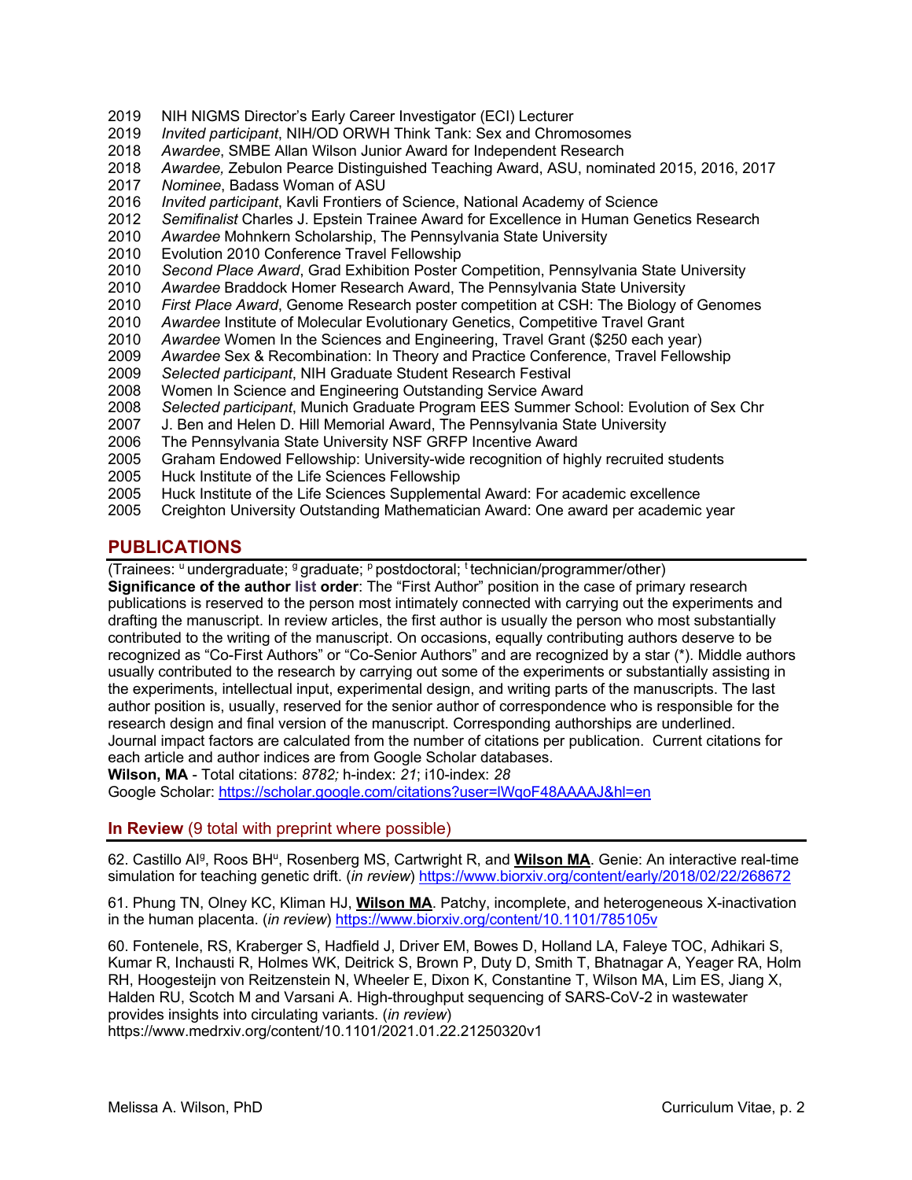2019 NIH NIGMS Director's Early Career Investigator (ECI) Lecturer
2019 *Invited participant*, NIH/OD ORWH Think Tank: Sex and Chromosomes
2018 *Awardee*, SMBE Allan Wilson Junior Award for Independent Research
2018 *Awardee,* Zebulon Pearce Distinguished Teaching Award, ASU, nominated 2015, 2016, 2017
2017 *Nominee*, Badass Woman of ASU
2016 *Invited participant*, Kavli Frontiers of Science, National Academy of Science
2012 *Semifinalist* Charles J. Epstein Trainee Award for Excellence in Human Genetics Research
2010 *Awardee* Mohnkern Scholarship, The Pennsylvania State University
2010 Evolution 2010 Conference Travel Fellowship
2010 *Second Place Award*, Grad Exhibition Poster Competition, Pennsylvania State University
2010 *Awardee* Braddock Homer Research Award, The Pennsylvania State University
2010 *First Place Award*, Genome Research poster competition at CSH: The Biology of Genomes
2010 *Awardee* Institute of Molecular Evolutionary Genetics, Competitive Travel Grant
2010 *Awardee* Women In the Sciences and Engineering, Travel Grant ($250 each year)
2009 *Awardee* Sex & Recombination: In Theory and Practice Conference, Travel Fellowship
2009 *Selected participant*, NIH Graduate Student Research Festival
2008 Women In Science and Engineering Outstanding Service Award
2008 *Selected participant*, Munich Graduate Program EES Summer School: Evolution of Sex Chr
2007 J. Ben and Helen D. Hill Memorial Award, The Pennsylvania State University
2006 The Pennsylvania State University NSF GRFP Incentive Award
2005 Graham Endowed Fellowship: University-wide recognition of highly recruited students
2005 Huck Institute of the Life Sciences Fellowship
2005 Huck Institute of the Life Sciences Supplemental Award: For academic excellence
2005 Creighton University Outstanding Mathematician Award: One award per academic year

## PUBLICATIONS

(Trainees: [u] undergraduate; [g] graduate; [p] postdoctoral; [t] technician/programmer/other)
**Significance of the author list order**: The "First Author" position in the case of primary research publications is reserved to the person most intimately connected with carrying out the experiments and drafting the manuscript. In review articles, the first author is usually the person who most substantially contributed to the writing of the manuscript. On occasions, equally contributing authors deserve to be recognized as "Co-First Authors" or "Co-Senior Authors" and are recognized by a star (*). Middle authors usually contributed to the research by carrying out some of the experiments or substantially assisting in the experiments, intellectual input, experimental design, and writing parts of the manuscripts. The last author position is, usually, reserved for the senior author of correspondence who is responsible for the research design and final version of the manuscript. Corresponding authorships are underlined. Journal impact factors are calculated from the number of citations per publication. Current citations for each article and author indices are from Google Scholar databases.
**Wilson, MA** - Total citations: *8782;* h-index: *21*; i10-index: *28*
Google Scholar: https://scholar.google.com/citations?user=lWqoF48AAAAJ&hl=en

### In Review (9 total with preprint where possible)

62. Castillo AI[g], Roos BH[u], Rosenberg MS, Cartwright R, and **Wilson MA**. Genie: An interactive real-time simulation for teaching genetic drift. (*in review*) https://www.biorxiv.org/content/early/2018/02/22/268672

61. Phung TN, Olney KC, Kliman HJ, **Wilson MA**. Patchy, incomplete, and heterogeneous X-inactivation in the human placenta. (*in review*) https://www.biorxiv.org/content/10.1101/785105v

60. Fontenele, RS, Kraberger S, Hadfield J, Driver EM, Bowes D, Holland LA, Faleye TOC, Adhikari S, Kumar R, Inchausti R, Holmes WK, Deitrick S, Brown P, Duty D, Smith T, Bhatnagar A, Yeager RA, Holm RH, Hoogesteijn von Reitzenstein N, Wheeler E, Dixon K, Constantine T, Wilson MA, Lim ES, Jiang X, Halden RU, Scotch M and Varsani A. High-throughput sequencing of SARS-CoV-2 in wastewater provides insights into circulating variants. (*in review*)
https://www.medrxiv.org/content/10.1101/2021.01.22.21250320v1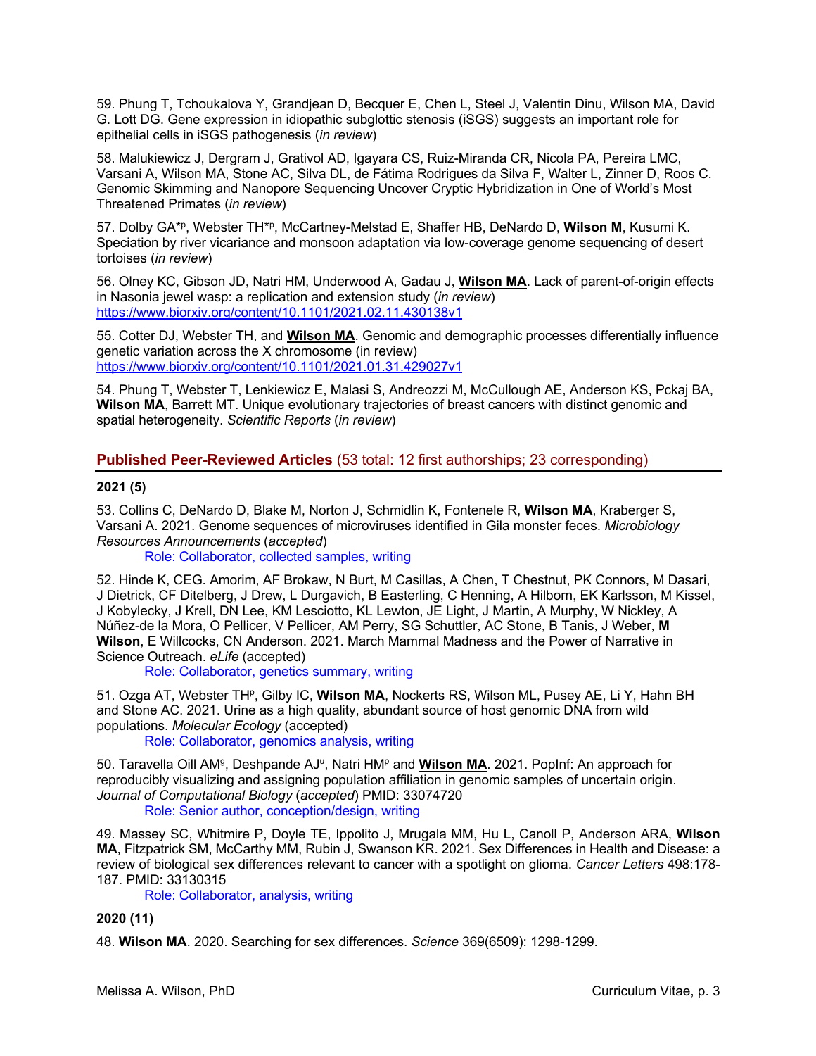59. Phung T, Tchoukalova Y, Grandjean D, Becquer E, Chen L, Steel J, Valentin Dinu, Wilson MA, David G. Lott DG. Gene expression in idiopathic subglottic stenosis (iSGS) suggests an important role for epithelial cells in iSGS pathogenesis (*in review*)

58. Malukiewicz J, Dergram J, Grativol AD, Igayara CS, Ruiz-Miranda CR, Nicola PA, Pereira LMC, Varsani A, Wilson MA, Stone AC, Silva DL, de Fátima Rodrigues da Silva F, Walter L, Zinner D, Roos C. Genomic Skimming and Nanopore Sequencing Uncover Cryptic Hybridization in One of World's Most Threatened Primates (*in review*)

57. Dolby GA*[p], Webster TH*[p], McCartney-Melstad E, Shaffer HB, DeNardo D, **Wilson M**, Kusumi K. Speciation by river vicariance and monsoon adaptation via low-coverage genome sequencing of desert tortoises (*in review*)

56. Olney KC, Gibson JD, Natri HM, Underwood A, Gadau J, **Wilson MA**. Lack of parent-of-origin effects in Nasonia jewel wasp: a replication and extension study (*in review*) https://www.biorxiv.org/content/10.1101/2021.02.11.430138v1

55. Cotter DJ, Webster TH, and **Wilson MA**. Genomic and demographic processes differentially influence genetic variation across the X chromosome (in review) https://www.biorxiv.org/content/10.1101/2021.01.31.429027v1

54. Phung T, Webster T, Lenkiewicz E, Malasi S, Andreozzi M, McCullough AE, Anderson KS, Pckaj BA, **Wilson MA**, Barrett MT. Unique evolutionary trajectories of breast cancers with distinct genomic and spatial heterogeneity. *Scientific Reports* (*in review*)

## Published Peer-Reviewed Articles (53 total: 12 first authorships; 23 corresponding)

**2021 (5)**

53. Collins C, DeNardo D, Blake M, Norton J, Schmidlin K, Fontenele R, **Wilson MA**, Kraberger S, Varsani A. 2021. Genome sequences of microviruses identified in Gila monster feces. *Microbiology Resources Announcements* (*accepted*)
Role: Collaborator, collected samples, writing

52. Hinde K, CEG. Amorim, AF Brokaw, N Burt, M Casillas, A Chen, T Chestnut, PK Connors, M Dasari, J Dietrick, CF Ditelberg, J Drew, L Durgavich, B Easterling, C Henning, A Hilborn, EK Karlsson, M Kissel, J Kobylecky, J Krell, DN Lee, KM Lesciotto, KL Lewton, JE Light, J Martin, A Murphy, W Nickley, A Núñez-de la Mora, O Pellicer, V Pellicer, AM Perry, SG Schuttler, AC Stone, B Tanis, J Weber, **M Wilson**, E Willcocks, CN Anderson. 2021. March Mammal Madness and the Power of Narrative in Science Outreach. *eLife* (accepted)
Role: Collaborator, genetics summary, writing

51. Ozga AT, Webster TH[p], Gilby IC, **Wilson MA**, Nockerts RS, Wilson ML, Pusey AE, Li Y, Hahn BH and Stone AC. 2021. Urine as a high quality, abundant source of host genomic DNA from wild populations. *Molecular Ecology* (accepted)
Role: Collaborator, genomics analysis, writing

50. Taravella Oill AM[g], Deshpande AJ[u], Natri HM[p] and **Wilson MA**. 2021. PopInf: An approach for reproducibly visualizing and assigning population affiliation in genomic samples of uncertain origin. *Journal of Computational Biology* (*accepted*) PMID: 33074720
Role: Senior author, conception/design, writing

49. Massey SC, Whitmire P, Doyle TE, Ippolito J, Mrugala MM, Hu L, Canoll P, Anderson ARA, **Wilson MA**, Fitzpatrick SM, McCarthy MM, Rubin J, Swanson KR. 2021. Sex Differences in Health and Disease: a review of biological sex differences relevant to cancer with a spotlight on glioma. *Cancer Letters* 498:178-187. PMID: 33130315
Role: Collaborator, analysis, writing

**2020 (11)**

48. **Wilson MA**. 2020. Searching for sex differences. *Science* 369(6509): 1298-1299.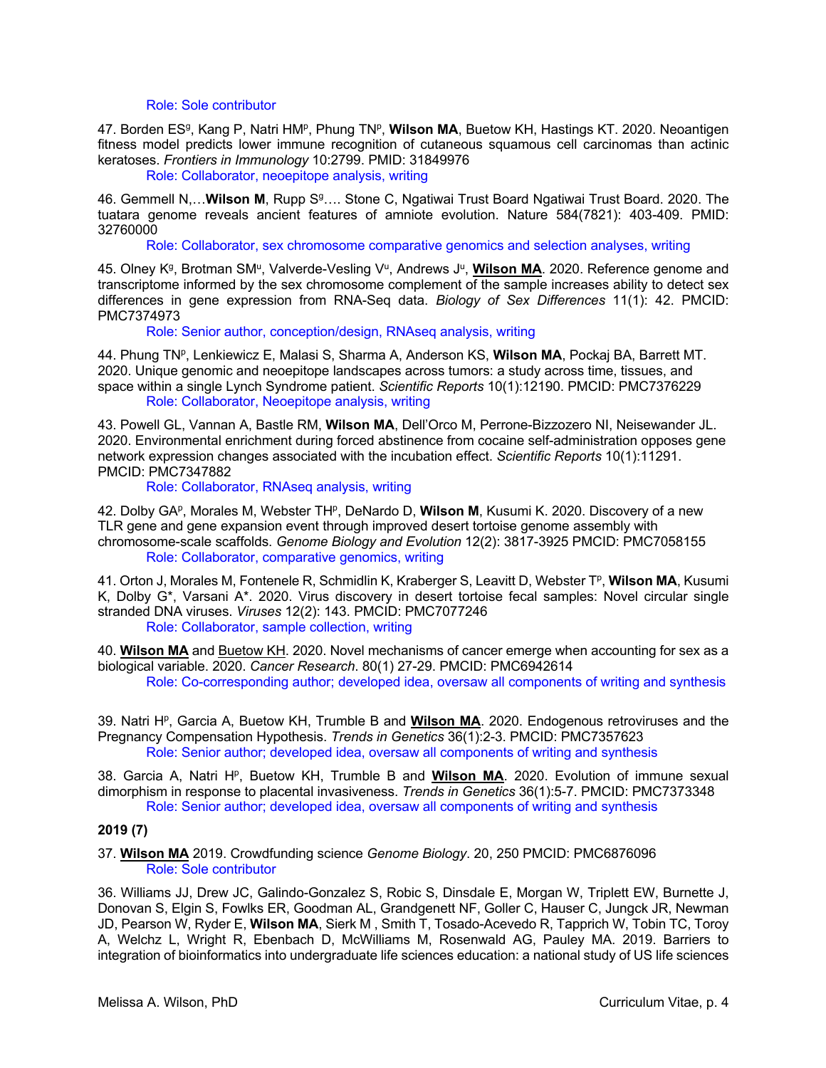Role: Sole contributor

47. Borden ES[g], Kang P, Natri HM[p], Phung TN[p], **Wilson MA**, Buetow KH, Hastings KT. 2020. Neoantigen fitness model predicts lower immune recognition of cutaneous squamous cell carcinomas than actinic keratoses. *Frontiers in Immunology* 10:2799. PMID: 31849976

Role: Collaborator, neoepitope analysis, writing

46. Gemmell N,…**Wilson M**, Rupp S[g]…. Stone C, Ngatiwai Trust Board Ngatiwai Trust Board. 2020. The tuatara genome reveals ancient features of amniote evolution. Nature 584(7821): 403-409. PMID: 32760000

Role: Collaborator, sex chromosome comparative genomics and selection analyses, writing

45. Olney K[g], Brotman SM[u], Valverde-Vesling V[u], Andrews J[u], **Wilson MA**. 2020. Reference genome and transcriptome informed by the sex chromosome complement of the sample increases ability to detect sex differences in gene expression from RNA-Seq data. *Biology of Sex Differences* 11(1): 42. PMCID: PMC7374973

Role: Senior author, conception/design, RNAseq analysis, writing

44. Phung TN[p], Lenkiewicz E, Malasi S, Sharma A, Anderson KS, **Wilson MA**, Pockaj BA, Barrett MT. 2020. Unique genomic and neoepitope landscapes across tumors: a study across time, tissues, and space within a single Lynch Syndrome patient. *Scientific Reports* 10(1):12190. PMCID: PMC7376229

Role: Collaborator, Neoepitope analysis, writing

43. Powell GL, Vannan A, Bastle RM, **Wilson MA**, Dell'Orco M, Perrone-Bizzozero NI, Neisewander JL. 2020. Environmental enrichment during forced abstinence from cocaine self-administration opposes gene network expression changes associated with the incubation effect. *Scientific Reports* 10(1):11291. PMCID: PMC7347882

Role: Collaborator, RNAseq analysis, writing

42. Dolby GA[p], Morales M, Webster TH[p], DeNardo D, **Wilson M**, Kusumi K. 2020. Discovery of a new TLR gene and gene expansion event through improved desert tortoise genome assembly with chromosome-scale scaffolds. *Genome Biology and Evolution* 12(2): 3817-3925 PMCID: PMC7058155

Role: Collaborator, comparative genomics, writing

41. Orton J, Morales M, Fontenele R, Schmidlin K, Kraberger S, Leavitt D, Webster T[p], **Wilson MA**, Kusumi K, Dolby G*, Varsani A*. 2020. Virus discovery in desert tortoise fecal samples: Novel circular single stranded DNA viruses. *Viruses* 12(2): 143. PMCID: PMC7077246

Role: Collaborator, sample collection, writing

40. **Wilson MA** and Buetow KH. 2020. Novel mechanisms of cancer emerge when accounting for sex as a biological variable. 2020. *Cancer Research*. 80(1) 27-29. PMCID: PMC6942614

Role: Co-corresponding author; developed idea, oversaw all components of writing and synthesis

39. Natri H[p], Garcia A, Buetow KH, Trumble B and **Wilson MA**. 2020. Endogenous retroviruses and the Pregnancy Compensation Hypothesis. *Trends in Genetics* 36(1):2-3. PMCID: PMC7357623

Role: Senior author; developed idea, oversaw all components of writing and synthesis

38. Garcia A, Natri H[p], Buetow KH, Trumble B and **Wilson MA**. 2020. Evolution of immune sexual dimorphism in response to placental invasiveness. *Trends in Genetics* 36(1):5-7. PMCID: PMC7373348

Role: Senior author; developed idea, oversaw all components of writing and synthesis

**2019 (7)**

37. **Wilson MA** 2019. Crowdfunding science *Genome Biology*. 20, 250 PMCID: PMC6876096

Role: Sole contributor

36. Williams JJ, Drew JC, Galindo-Gonzalez S, Robic S, Dinsdale E, Morgan W, Triplett EW, Burnette J, Donovan S, Elgin S, Fowlks ER, Goodman AL, Grandgenett NF, Goller C, Hauser C, Jungck JR, Newman JD, Pearson W, Ryder E, **Wilson MA**, Sierk M , Smith T, Tosado-Acevedo R, Tapprich W, Tobin TC, Toroy A, Welchz L, Wright R, Ebenbach D, McWilliams M, Rosenwald AG, Pauley MA. 2019. Barriers to integration of bioinformatics into undergraduate life sciences education: a national study of US life sciences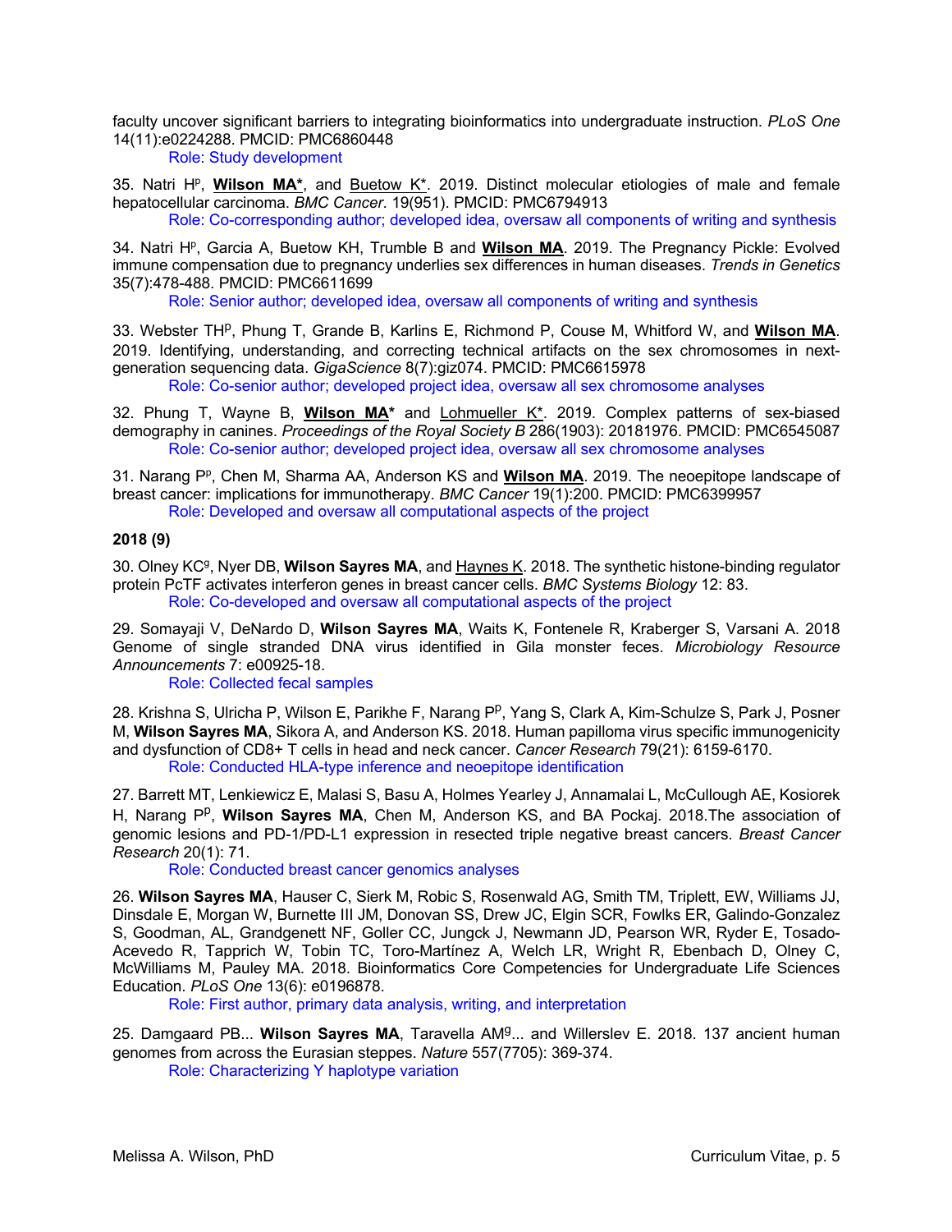faculty uncover significant barriers to integrating bioinformatics into undergraduate instruction. *PLoS One* 14(11):e0224288. PMCID: PMC6860448

Role: Study development

35. Natri H[p], **Wilson MA***, and Buetow K*. 2019. Distinct molecular etiologies of male and female hepatocellular carcinoma. *BMC Cancer.* 19(951). PMCID: PMC6794913

Role: Co-corresponding author; developed idea, oversaw all components of writing and synthesis

34. Natri H[p], Garcia A, Buetow KH, Trumble B and **Wilson MA**. 2019. The Pregnancy Pickle: Evolved immune compensation due to pregnancy underlies sex differences in human diseases. *Trends in Genetics* 35(7):478-488. PMCID: PMC6611699

Role: Senior author; developed idea, oversaw all components of writing and synthesis

33. Webster TH[p], Phung T, Grande B, Karlins E, Richmond P, Couse M, Whitford W, and **Wilson MA**. 2019. Identifying, understanding, and correcting technical artifacts on the sex chromosomes in next-generation sequencing data. *GigaScience* 8(7):giz074. PMCID: PMC6615978

Role: Co-senior author; developed project idea, oversaw all sex chromosome analyses

32. Phung T, Wayne B, **Wilson MA*** and Lohmueller K*. 2019. Complex patterns of sex-biased demography in canines. *Proceedings of the Royal Society B* 286(1903): 20181976. PMCID: PMC6545087

Role: Co-senior author; developed project idea, oversaw all sex chromosome analyses

31. Narang P[p], Chen M, Sharma AA, Anderson KS and **Wilson MA**. 2019. The neoepitope landscape of breast cancer: implications for immunotherapy. *BMC Cancer* 19(1):200. PMCID: PMC6399957

Role: Developed and oversaw all computational aspects of the project

**2018 (9)**

30. Olney KC[g], Nyer DB, **Wilson Sayres MA**, and Haynes K. 2018. The synthetic histone-binding regulator protein PcTF activates interferon genes in breast cancer cells. *BMC Systems Biology* 12: 83.

Role: Co-developed and oversaw all computational aspects of the project

29. Somayaji V, DeNardo D, **Wilson Sayres MA**, Waits K, Fontenele R, Kraberger S, Varsani A. 2018 Genome of single stranded DNA virus identified in Gila monster feces. *Microbiology Resource Announcements* 7: e00925-18.

Role: Collected fecal samples

28. Krishna S, Ulricha P, Wilson E, Parikhe F, Narang P[p], Yang S, Clark A, Kim-Schulze S, Park J, Posner M, **Wilson Sayres MA**, Sikora A, and Anderson KS. 2018. Human papilloma virus specific immunogenicity and dysfunction of CD8+ T cells in head and neck cancer. *Cancer Research* 79(21): 6159-6170.

Role: Conducted HLA-type inference and neoepitope identification

27. Barrett MT, Lenkiewicz E, Malasi S, Basu A, Holmes Yearley J, Annamalai L, McCullough AE, Kosiorek H, Narang P[p], **Wilson Sayres MA**, Chen M, Anderson KS, and BA Pockaj. 2018.The association of genomic lesions and PD-1/PD-L1 expression in resected triple negative breast cancers. *Breast Cancer Research* 20(1): 71.

Role: Conducted breast cancer genomics analyses

26. **Wilson Sayres MA**, Hauser C, Sierk M, Robic S, Rosenwald AG, Smith TM, Triplett, EW, Williams JJ, Dinsdale E, Morgan W, Burnette III JM, Donovan SS, Drew JC, Elgin SCR, Fowlks ER, Galindo-Gonzalez S, Goodman, AL, Grandgenett NF, Goller CC, Jungck J, Newmann JD, Pearson WR, Ryder E, Tosado-Acevedo R, Tapprich W, Tobin TC, Toro-Martínez A, Welch LR, Wright R, Ebenbach D, Olney C, McWilliams M, Pauley MA. 2018. Bioinformatics Core Competencies for Undergraduate Life Sciences Education. *PLoS One* 13(6): e0196878.

Role: First author, primary data analysis, writing, and interpretation

25. Damgaard PB... **Wilson Sayres MA**, Taravella AM[g]... and Willerslev E. 2018. 137 ancient human genomes from across the Eurasian steppes. *Nature* 557(7705): 369-374.

Role: Characterizing Y haplotype variation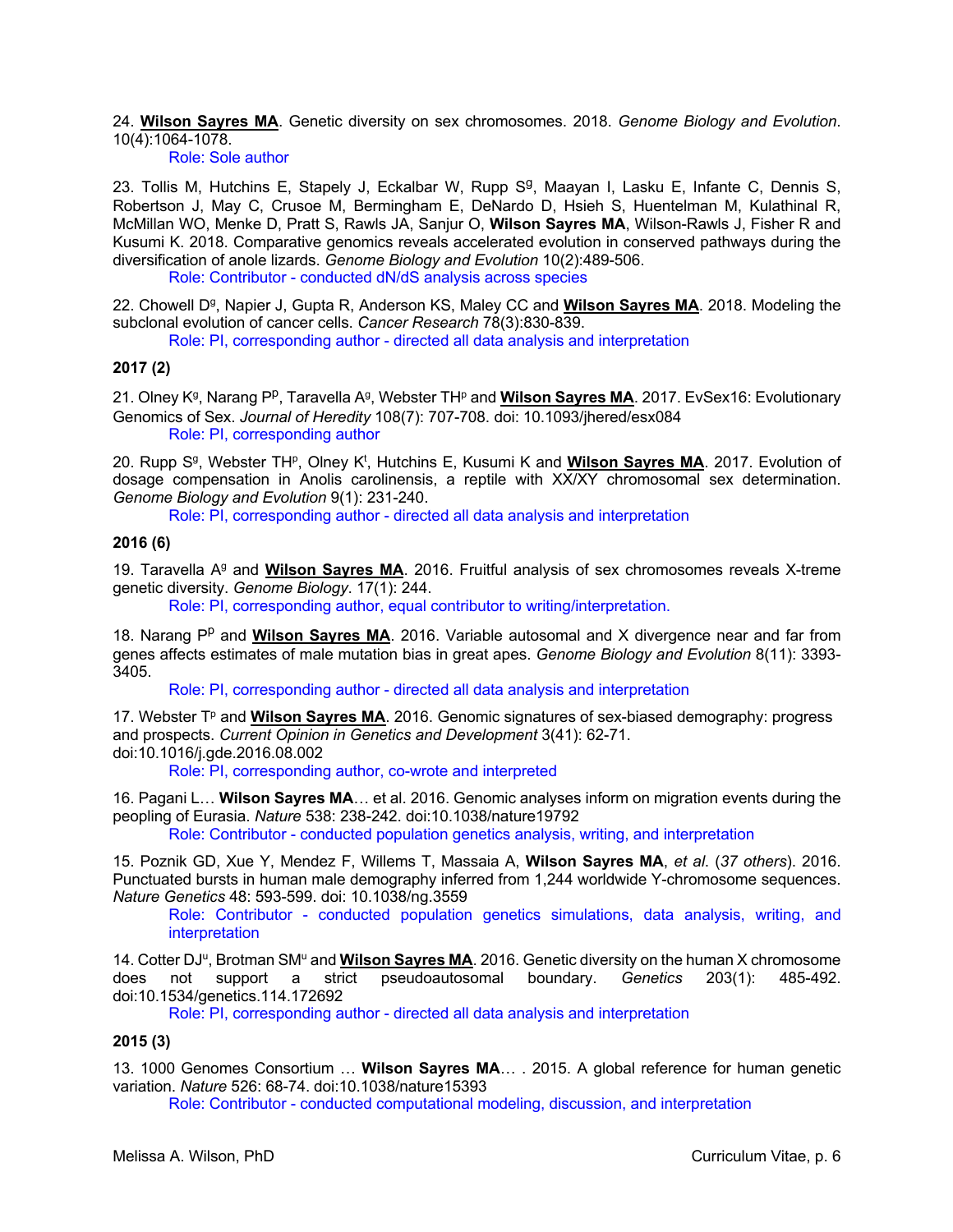24. **Wilson Sayres MA**. Genetic diversity on sex chromosomes. 2018. *Genome Biology and Evolution*. 10(4):1064-1078.

Role: Sole author

23. Tollis M, Hutchins E, Stapely J, Eckalbar W, Rupp S[g], Maayan I, Lasku E, Infante C, Dennis S, Robertson J, May C, Crusoe M, Bermingham E, DeNardo D, Hsieh S, Huentelman M, Kulathinal R, McMillan WO, Menke D, Pratt S, Rawls JA, Sanjur O, **Wilson Sayres MA**, Wilson-Rawls J, Fisher R and Kusumi K. 2018. Comparative genomics reveals accelerated evolution in conserved pathways during the diversification of anole lizards. *Genome Biology and Evolution* 10(2):489-506.

Role: Contributor - conducted dN/dS analysis across species

22. Chowell D[g], Napier J, Gupta R, Anderson KS, Maley CC and **Wilson Sayres MA**. 2018. Modeling the subclonal evolution of cancer cells. *Cancer Research* 78(3):830-839.

Role: PI, corresponding author - directed all data analysis and interpretation

**2017 (2)**

21. Olney K[g], Narang P[p], Taravella A[g], Webster TH[p] and **Wilson Sayres MA**. 2017. EvSex16: Evolutionary Genomics of Sex. *Journal of Heredity* 108(7): 707-708. doi: 10.1093/jhered/esx084

Role: PI, corresponding author

20. Rupp S[g], Webster TH[p], Olney K[t], Hutchins E, Kusumi K and **Wilson Sayres MA**. 2017. Evolution of dosage compensation in Anolis carolinensis, a reptile with XX/XY chromosomal sex determination. *Genome Biology and Evolution* 9(1): 231-240.

Role: PI, corresponding author - directed all data analysis and interpretation

**2016 (6)**

19. Taravella A[g] and **Wilson Sayres MA**. 2016. Fruitful analysis of sex chromosomes reveals X-treme genetic diversity. *Genome Biology*. 17(1): 244.

Role: PI, corresponding author, equal contributor to writing/interpretation.

18. Narang P[p] and **Wilson Sayres MA**. 2016. Variable autosomal and X divergence near and far from genes affects estimates of male mutation bias in great apes. *Genome Biology and Evolution* 8(11): 3393-3405.

Role: PI, corresponding author - directed all data analysis and interpretation

17. Webster T[p] and **Wilson Sayres MA**. 2016. Genomic signatures of sex-biased demography: progress and prospects. *Current Opinion in Genetics and Development* 3(41): 62-71. doi:10.1016/j.gde.2016.08.002

Role: PI, corresponding author, co-wrote and interpreted

16. Pagani L… **Wilson Sayres MA**… et al. 2016. Genomic analyses inform on migration events during the peopling of Eurasia. *Nature* 538: 238-242. doi:10.1038/nature19792

Role: Contributor - conducted population genetics analysis, writing, and interpretation

15. Poznik GD, Xue Y, Mendez F, Willems T, Massaia A, **Wilson Sayres MA**, *et al*. (*37 others*). 2016. Punctuated bursts in human male demography inferred from 1,244 worldwide Y-chromosome sequences. *Nature Genetics* 48: 593-599. doi: 10.1038/ng.3559

Role: Contributor - conducted population genetics simulations, data analysis, writing, and interpretation

14. Cotter DJ[u], Brotman SM[u] and **Wilson Sayres MA**. 2016. Genetic diversity on the human X chromosome does not support a strict pseudoautosomal boundary. *Genetics* 203(1): 485-492. doi:10.1534/genetics.114.172692

Role: PI, corresponding author - directed all data analysis and interpretation

**2015 (3)**

13. 1000 Genomes Consortium … **Wilson Sayres MA**… . 2015. A global reference for human genetic variation. *Nature* 526: 68-74. doi:10.1038/nature15393

Role: Contributor - conducted computational modeling, discussion, and interpretation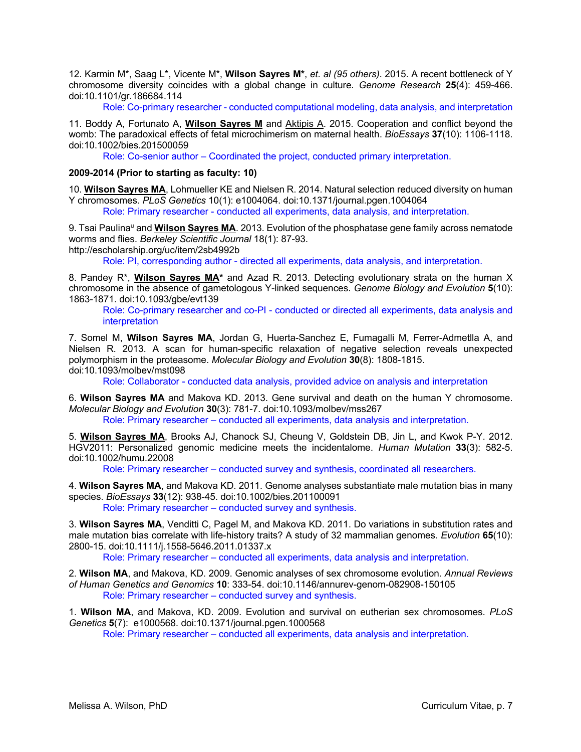12. Karmin M*, Saag L*, Vicente M*, **Wilson Sayres M***, *et. al (95 others)*. 2015. A recent bottleneck of Y chromosome diversity coincides with a global change in culture. *Genome Research* **25**(4): 459-466. doi:10.1101/gr.186684.114

Role: Co-primary researcher - conducted computational modeling, data analysis, and interpretation

11. Boddy A, Fortunato A, **Wilson Sayres M** and Aktipis A. 2015. Cooperation and conflict beyond the womb: The paradoxical effects of fetal microchimerism on maternal health. *BioEssays* **37**(10): 1106-1118. doi:10.1002/bies.201500059

Role: Co-senior author – Coordinated the project, conducted primary interpretation.

**2009-2014 (Prior to starting as faculty: 10)**

10. **Wilson Sayres MA**, Lohmueller KE and Nielsen R. 2014. Natural selection reduced diversity on human Y chromosomes. *PLoS Genetics* 10(1): e1004064. doi:10.1371/journal.pgen.1004064

Role: Primary researcher - conducted all experiments, data analysis, and interpretation.

9. Tsai Paulina[u] and **Wilson Sayres MA**. 2013. Evolution of the phosphatase gene family across nematode worms and flies. *Berkeley Scientific Journal* 18(1): 87-93. http://escholarship.org/uc/item/2sb4992b

Role: PI, corresponding author - directed all experiments, data analysis, and interpretation.

8. Pandey R*, **Wilson Sayres MA*** and Azad R. 2013. Detecting evolutionary strata on the human X chromosome in the absence of gametologous Y-linked sequences. *Genome Biology and Evolution* **5**(10): 1863-1871. doi:10.1093/gbe/evt139

Role: Co-primary researcher and co-PI - conducted or directed all experiments, data analysis and interpretation

7. Somel M, **Wilson Sayres MA**, Jordan G, Huerta-Sanchez E, Fumagalli M, Ferrer-Admetlla A, and Nielsen R. 2013. A scan for human-specific relaxation of negative selection reveals unexpected polymorphism in the proteasome. *Molecular Biology and Evolution* **30**(8): 1808-1815. doi:10.1093/molbev/mst098

Role: Collaborator - conducted data analysis, provided advice on analysis and interpretation

6. **Wilson Sayres MA** and Makova KD. 2013. Gene survival and death on the human Y chromosome. *Molecular Biology and Evolution* **30**(3): 781-7. doi:10.1093/molbev/mss267

Role: Primary researcher – conducted all experiments, data analysis and interpretation.

5. **Wilson Sayres MA**, Brooks AJ, Chanock SJ, Cheung V, Goldstein DB, Jin L, and Kwok P-Y. 2012. HGV2011: Personalized genomic medicine meets the incidentalome. *Human Mutation* **33**(3): 582-5. doi:10.1002/humu.22008

Role: Primary researcher – conducted survey and synthesis, coordinated all researchers.

4. **Wilson Sayres MA**, and Makova KD. 2011. Genome analyses substantiate male mutation bias in many species. *BioEssays* **33**(12): 938-45. doi:10.1002/bies.201100091

Role: Primary researcher – conducted survey and synthesis.

3. **Wilson Sayres MA**, Venditti C, Pagel M, and Makova KD. 2011. Do variations in substitution rates and male mutation bias correlate with life-history traits? A study of 32 mammalian genomes. *Evolution* **65**(10): 2800-15. doi:10.1111/j.1558-5646.2011.01337.x

Role: Primary researcher – conducted all experiments, data analysis and interpretation.

2. **Wilson MA**, and Makova, KD. 2009. Genomic analyses of sex chromosome evolution. *Annual Reviews of Human Genetics and Genomics* **10**: 333-54. doi:10.1146/annurev-genom-082908-150105

Role: Primary researcher – conducted survey and synthesis.

1. **Wilson MA**, and Makova, KD. 2009. Evolution and survival on eutherian sex chromosomes. *PLoS Genetics* **5**(7): e1000568. doi:10.1371/journal.pgen.1000568

Role: Primary researcher – conducted all experiments, data analysis and interpretation.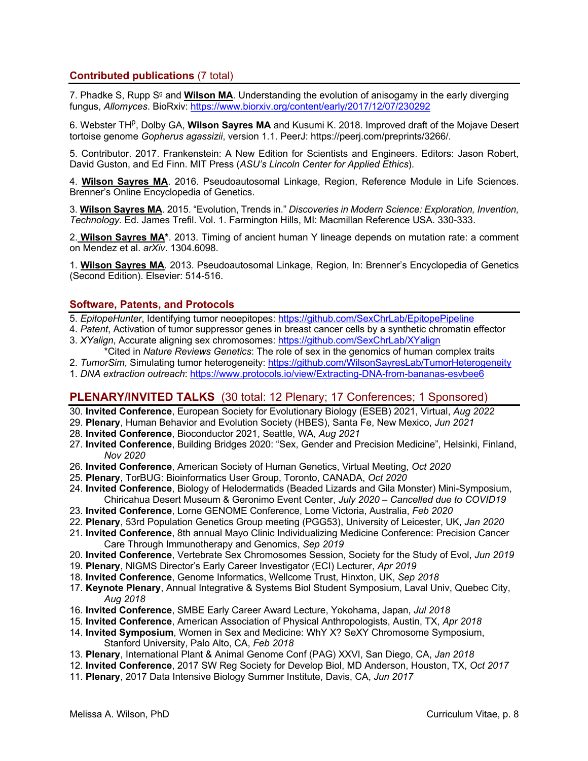## Contributed publications (7 total)

7. Phadke S, Rupp S[g] and **Wilson MA**. Understanding the evolution of anisogamy in the early diverging fungus, *Allomyces*. BioRxiv: https://www.biorxiv.org/content/early/2017/12/07/230292

6. Webster TH[p], Dolby GA, **Wilson Sayres MA** and Kusumi K. 2018. Improved draft of the Mojave Desert tortoise genome *Gopherus agassizii*, version 1.1. PeerJ: https://peerj.com/preprints/3266/.

5. Contributor. 2017. Frankenstein: A New Edition for Scientists and Engineers. Editors: Jason Robert, David Guston, and Ed Finn. MIT Press (*ASU's Lincoln Center for Applied Ethics*).

4. **Wilson Sayres MA**. 2016. Pseudoautosomal Linkage, Region, Reference Module in Life Sciences. Brenner's Online Encyclopedia of Genetics.

3. **Wilson Sayres MA**. 2015. "Evolution, Trends in." *Discoveries in Modern Science: Exploration, Invention, Technology.* Ed. James Trefil. Vol. 1. Farmington Hills, MI: Macmillan Reference USA. 330-333.

2. **Wilson Sayres MA***. 2013. Timing of ancient human Y lineage depends on mutation rate: a comment on Mendez et al. *arXiv*. 1304.6098.

1. **Wilson Sayres MA**. 2013. Pseudoautosomal Linkage, Region, In: Brenner's Encyclopedia of Genetics (Second Edition). Elsevier: 514-516.

## Software, Patents, and Protocols

5. *EpitopeHunter*, Identifying tumor neoepitopes: https://github.com/SexChrLab/EpitopePipeline
4. *Patent*, Activation of tumor suppressor genes in breast cancer cells by a synthetic chromatin effector
3. *XYalign*, Accurate aligning sex chromosomes: https://github.com/SexChrLab/XYalign
   *Cited in *Nature Reviews Genetics*: The role of sex in the genomics of human complex traits
2. *TumorSim*, Simulating tumor heterogeneity: https://github.com/WilsonSayresLab/TumorHeterogeneity
1. *DNA extraction outreach*: https://www.protocols.io/view/Extracting-DNA-from-bananas-esvbee6

## PLENARY/INVITED TALKS (30 total: 12 Plenary; 17 Conferences; 1 Sponsored)

30. **Invited Conference**, European Society for Evolutionary Biology (ESEB) 2021, Virtual, *Aug 2022*
29. **Plenary**, Human Behavior and Evolution Society (HBES), Santa Fe, New Mexico, *Jun 2021*
28. **Invited Conference**, Bioconductor 2021, Seattle, WA, *Aug 2021*
27. **Invited Conference**, Building Bridges 2020: "Sex, Gender and Precision Medicine", Helsinki, Finland, *Nov 2020*
26. **Invited Conference**, American Society of Human Genetics, Virtual Meeting, *Oct 2020*
25. **Plenary**, TorBUG: Bioinformatics User Group, Toronto, CANADA, *Oct 2020*
24. **Invited Conference**, Biology of Helodermatids (Beaded Lizards and Gila Monster) Mini-Symposium, Chiricahua Desert Museum & Geronimo Event Center, *July 2020 – Cancelled due to COVID19*
23. **Invited Conference**, Lorne GENOME Conference, Lorne Victoria, Australia, *Feb 2020*
22. **Plenary**, 53rd Population Genetics Group meeting (PGG53), University of Leicester, UK, *Jan 2020*
21. **Invited Conference**, 8th annual Mayo Clinic Individualizing Medicine Conference: Precision Cancer Care Through Immunotherapy and Genomics, *Sep 2019*
20. **Invited Conference**, Vertebrate Sex Chromosomes Session, Society for the Study of Evol, *Jun 2019*
19. **Plenary**, NIGMS Director's Early Career Investigator (ECI) Lecturer, *Apr 2019*
18. **Invited Conference**, Genome Informatics, Wellcome Trust, Hinxton, UK, *Sep 2018*
17. **Keynote Plenary**, Annual Integrative & Systems Biol Student Symposium, Laval Univ, Quebec City, *Aug 2018*
16. **Invited Conference**, SMBE Early Career Award Lecture, Yokohama, Japan, *Jul 2018*
15. **Invited Conference**, American Association of Physical Anthropologists, Austin, TX, *Apr 2018*
14. **Invited Symposium**, Women in Sex and Medicine: WhY X? SeXY Chromosome Symposium, Stanford University, Palo Alto, CA, *Feb 2018*
13. **Plenary**, International Plant & Animal Genome Conf (PAG) XXVI, San Diego, CA, *Jan 2018*
12. **Invited Conference**, 2017 SW Reg Society for Develop Biol, MD Anderson, Houston, TX, *Oct 2017*
11. **Plenary**, 2017 Data Intensive Biology Summer Institute, Davis, CA, *Jun 2017*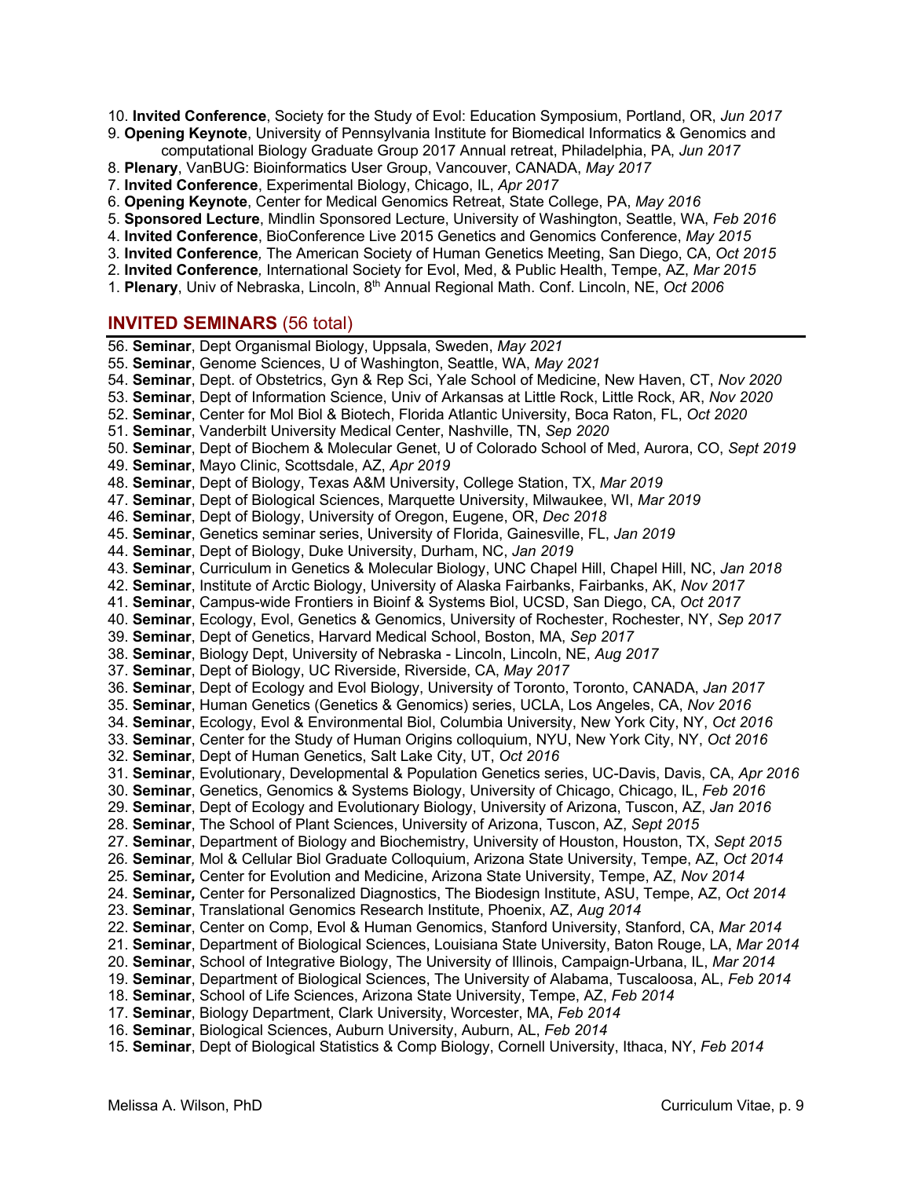10. **Invited Conference**, Society for the Study of Evol: Education Symposium, Portland, OR, *Jun 2017*
9. **Opening Keynote**, University of Pennsylvania Institute for Biomedical Informatics & Genomics and computational Biology Graduate Group 2017 Annual retreat, Philadelphia, PA, *Jun 2017*
8. **Plenary**, VanBUG: Bioinformatics User Group, Vancouver, CANADA, *May 2017*
7. **Invited Conference**, Experimental Biology, Chicago, IL, *Apr 2017*
6. **Opening Keynote**, Center for Medical Genomics Retreat, State College, PA, *May 2016*
5. **Sponsored Lecture**, Mindlin Sponsored Lecture, University of Washington, Seattle, WA, *Feb 2016*
4. **Invited Conference**, BioConference Live 2015 Genetics and Genomics Conference, *May 2015*
3. **Invited Conference***,* The American Society of Human Genetics Meeting, San Diego, CA, *Oct 2015*
2. **Invited Conference***,* International Society for Evol, Med, & Public Health, Tempe, AZ, *Mar 2015*
1. **Plenary**, Univ of Nebraska, Lincoln, 8th Annual Regional Math. Conf. Lincoln, NE, *Oct 2006*

## INVITED SEMINARS (56 total)

56. **Seminar**, Dept Organismal Biology, Uppsala, Sweden, *May 2021*
55. **Seminar**, Genome Sciences, U of Washington, Seattle, WA, *May 2021*
54. **Seminar**, Dept. of Obstetrics, Gyn & Rep Sci, Yale School of Medicine, New Haven, CT, *Nov 2020*
53. **Seminar**, Dept of Information Science, Univ of Arkansas at Little Rock, Little Rock, AR, *Nov 2020*
52. **Seminar**, Center for Mol Biol & Biotech, Florida Atlantic University, Boca Raton, FL, *Oct 2020*
51. **Seminar**, Vanderbilt University Medical Center, Nashville, TN, *Sep 2020*
50. **Seminar**, Dept of Biochem & Molecular Genet, U of Colorado School of Med, Aurora, CO, *Sept 2019*
49. **Seminar**, Mayo Clinic, Scottsdale, AZ, *Apr 2019*
48. **Seminar**, Dept of Biology, Texas A&M University, College Station, TX, *Mar 2019*
47. **Seminar**, Dept of Biological Sciences, Marquette University, Milwaukee, WI, *Mar 2019*
46. **Seminar**, Dept of Biology, University of Oregon, Eugene, OR, *Dec 2018*
45. **Seminar**, Genetics seminar series, University of Florida, Gainesville, FL, *Jan 2019*
44. **Seminar**, Dept of Biology, Duke University, Durham, NC, *Jan 2019*
43. **Seminar**, Curriculum in Genetics & Molecular Biology, UNC Chapel Hill, Chapel Hill, NC, *Jan 2018*
42. **Seminar**, Institute of Arctic Biology, University of Alaska Fairbanks, Fairbanks, AK, *Nov 2017*
41. **Seminar**, Campus-wide Frontiers in Bioinf & Systems Biol, UCSD, San Diego, CA, *Oct 2017*
40. **Seminar**, Ecology, Evol, Genetics & Genomics, University of Rochester, Rochester, NY, *Sep 2017*
39. **Seminar**, Dept of Genetics, Harvard Medical School, Boston, MA, *Sep 2017*
38. **Seminar**, Biology Dept, University of Nebraska - Lincoln, Lincoln, NE, *Aug 2017*
37. **Seminar**, Dept of Biology, UC Riverside, Riverside, CA, *May 2017*
36. **Seminar**, Dept of Ecology and Evol Biology, University of Toronto, Toronto, CANADA, *Jan 2017*
35. **Seminar**, Human Genetics (Genetics & Genomics) series, UCLA, Los Angeles, CA, *Nov 2016*
34. **Seminar**, Ecology, Evol & Environmental Biol, Columbia University, New York City, NY, *Oct 2016*
33. **Seminar**, Center for the Study of Human Origins colloquium, NYU, New York City, NY, *Oct 2016*
32. **Seminar**, Dept of Human Genetics, Salt Lake City, UT, *Oct 2016*
31. **Seminar**, Evolutionary, Developmental & Population Genetics series, UC-Davis, Davis, CA, *Apr 2016*
30. **Seminar**, Genetics, Genomics & Systems Biology, University of Chicago, Chicago, IL, *Feb 2016*
29. **Seminar**, Dept of Ecology and Evolutionary Biology, University of Arizona, Tuscon, AZ, *Jan 2016*
28. **Seminar**, The School of Plant Sciences, University of Arizona, Tuscon, AZ, *Sept 2015*
27. **Seminar**, Department of Biology and Biochemistry, University of Houston, Houston, TX, *Sept 2015*
26. **Seminar***,* Mol & Cellular Biol Graduate Colloquium, Arizona State University, Tempe, AZ, *Oct 2014*
25. **Seminar***,* Center for Evolution and Medicine, Arizona State University, Tempe, AZ, *Nov 2014*
24. **Seminar***,* Center for Personalized Diagnostics, The Biodesign Institute, ASU, Tempe, AZ, *Oct 2014*
23. **Seminar**, Translational Genomics Research Institute, Phoenix, AZ, *Aug 2014*
22. **Seminar**, Center on Comp, Evol & Human Genomics, Stanford University, Stanford, CA, *Mar 2014*
21. **Seminar**, Department of Biological Sciences, Louisiana State University, Baton Rouge, LA, *Mar 2014*
20. **Seminar**, School of Integrative Biology, The University of Illinois, Campaign-Urbana, IL, *Mar 2014*
19. **Seminar**, Department of Biological Sciences, The University of Alabama, Tuscaloosa, AL, *Feb 2014*
18. **Seminar**, School of Life Sciences, Arizona State University, Tempe, AZ, *Feb 2014*
17. **Seminar**, Biology Department, Clark University, Worcester, MA, *Feb 2014*
16. **Seminar**, Biological Sciences, Auburn University, Auburn, AL, *Feb 2014*
15. **Seminar**, Dept of Biological Statistics & Comp Biology, Cornell University, Ithaca, NY, *Feb 2014*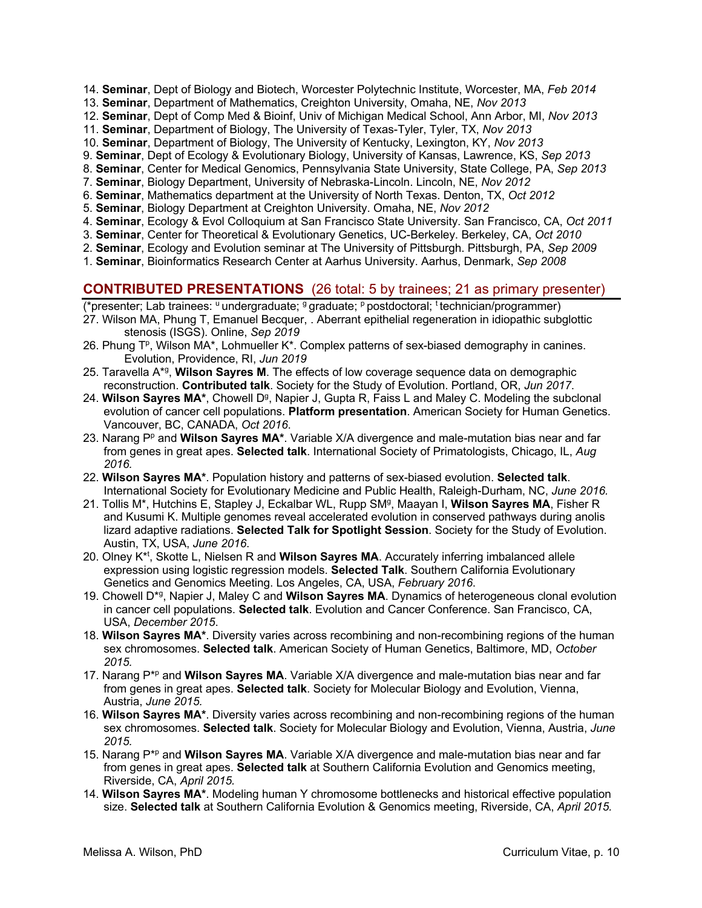14. **Seminar**, Dept of Biology and Biotech, Worcester Polytechnic Institute, Worcester, MA, *Feb 2014*
13. **Seminar**, Department of Mathematics, Creighton University, Omaha, NE, *Nov 2013*
12. **Seminar**, Dept of Comp Med & Bioinf, Univ of Michigan Medical School, Ann Arbor, MI, *Nov 2013*
11. **Seminar**, Department of Biology, The University of Texas-Tyler, Tyler, TX, *Nov 2013*
10. **Seminar**, Department of Biology, The University of Kentucky, Lexington, KY, *Nov 2013*
9. **Seminar**, Dept of Ecology & Evolutionary Biology, University of Kansas, Lawrence, KS, *Sep 2013*
8. **Seminar**, Center for Medical Genomics, Pennsylvania State University, State College, PA, *Sep 2013*
7. **Seminar**, Biology Department, University of Nebraska-Lincoln. Lincoln, NE, *Nov 2012*
6. **Seminar**, Mathematics department at the University of North Texas. Denton, TX, *Oct 2012*
5. **Seminar**, Biology Department at Creighton University. Omaha, NE, *Nov 2012*
4. **Seminar**, Ecology & Evol Colloquium at San Francisco State University. San Francisco, CA, *Oct 2011*
3. **Seminar**, Center for Theoretical & Evolutionary Genetics, UC-Berkeley. Berkeley, CA, *Oct 2010*
2. **Seminar**, Ecology and Evolution seminar at The University of Pittsburgh. Pittsburgh, PA, *Sep 2009*
1. **Seminar**, Bioinformatics Research Center at Aarhus University. Aarhus, Denmark, *Sep 2008*

## CONTRIBUTED PRESENTATIONS (26 total: 5 by trainees; 21 as primary presenter)

(*presenter; Lab trainees: [u] undergraduate; [g] graduate; [p] postdoctoral; [t] technician/programmer)

27. Wilson MA, Phung T, Emanuel Becquer, . Aberrant epithelial regeneration in idiopathic subglottic stenosis (ISGS). Online, *Sep 2019*
26. Phung T[p], Wilson MA*, Lohmueller K*. Complex patterns of sex-biased demography in canines. Evolution, Providence, RI, *Jun 2019*
25. Taravella A*[g], **Wilson Sayres M**. The effects of low coverage sequence data on demographic reconstruction. **Contributed talk**. Society for the Study of Evolution. Portland, OR, *Jun 2017*.
24. **Wilson Sayres MA***, Chowell D[g], Napier J, Gupta R, Faiss L and Maley C. Modeling the subclonal evolution of cancer cell populations. **Platform presentation**. American Society for Human Genetics. Vancouver, BC, CANADA, *Oct 2016*.
23. Narang P[p] and **Wilson Sayres MA***. Variable X/A divergence and male-mutation bias near and far from genes in great apes. **Selected talk**. International Society of Primatologists, Chicago, IL, *Aug 2016*.
22. **Wilson Sayres MA***. Population history and patterns of sex-biased evolution. **Selected talk**. International Society for Evolutionary Medicine and Public Health, Raleigh-Durham, NC, *June 2016*.
21. Tollis M*, Hutchins E, Stapley J, Eckalbar WL, Rupp SM[g], Maayan I, **Wilson Sayres MA**, Fisher R and Kusumi K. Multiple genomes reveal accelerated evolution in conserved pathways during anolis lizard adaptive radiations. **Selected Talk for Spotlight Session**. Society for the Study of Evolution. Austin, TX, USA, *June 2016*.
20. Olney K*[t], Skotte L, Nielsen R and **Wilson Sayres MA**. Accurately inferring imbalanced allele expression using logistic regression models. **Selected Talk**. Southern California Evolutionary Genetics and Genomics Meeting. Los Angeles, CA, USA, *February 2016*.
19. Chowell D*[g], Napier J, Maley C and **Wilson Sayres MA**. Dynamics of heterogeneous clonal evolution in cancer cell populations. **Selected talk**. Evolution and Cancer Conference. San Francisco, CA, USA, *December 2015*.
18. **Wilson Sayres MA***. Diversity varies across recombining and non-recombining regions of the human sex chromosomes. **Selected talk**. American Society of Human Genetics, Baltimore, MD, *October 2015.*
17. Narang P*[p] and **Wilson Sayres MA**. Variable X/A divergence and male-mutation bias near and far from genes in great apes. **Selected talk**. Society for Molecular Biology and Evolution, Vienna, Austria, *June 2015*.
16. **Wilson Sayres MA***. Diversity varies across recombining and non-recombining regions of the human sex chromosomes. **Selected talk**. Society for Molecular Biology and Evolution, Vienna, Austria, *June 2015.*
15. Narang P*[p] and **Wilson Sayres MA**. Variable X/A divergence and male-mutation bias near and far from genes in great apes. **Selected talk** at Southern California Evolution and Genomics meeting, Riverside, CA, *April 2015*.
14. **Wilson Sayres MA***. Modeling human Y chromosome bottlenecks and historical effective population size. **Selected talk** at Southern California Evolution & Genomics meeting, Riverside, CA, *April 2015.*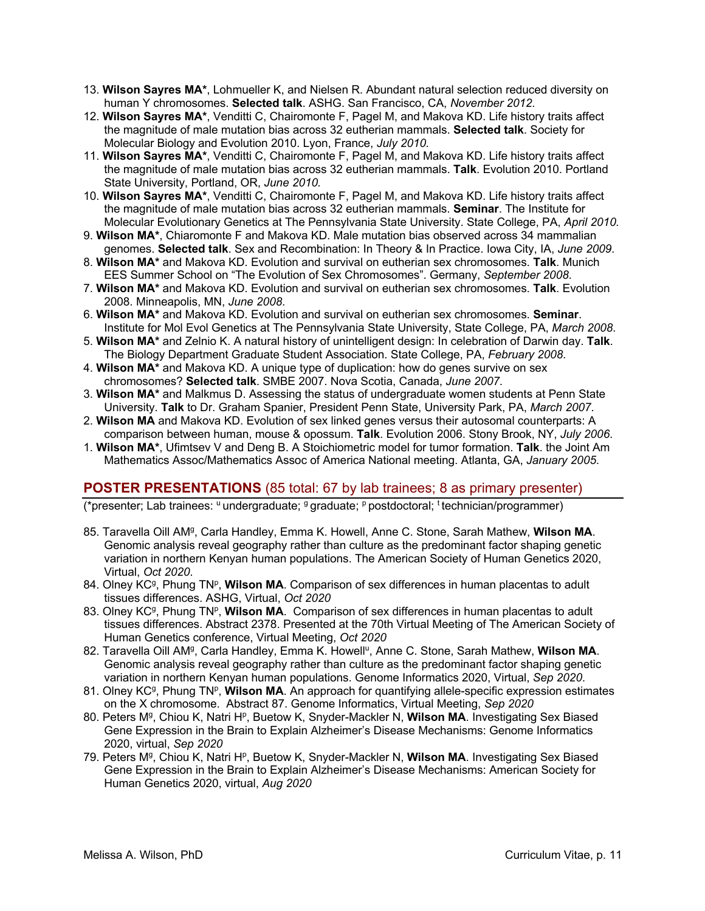13. **Wilson Sayres MA***, Lohmueller K, and Nielsen R. Abundant natural selection reduced diversity on human Y chromosomes. **Selected talk**. ASHG. San Francisco, CA, *November 2012.*
12. **Wilson Sayres MA***, Venditti C, Chairomonte F, Pagel M, and Makova KD. Life history traits affect the magnitude of male mutation bias across 32 eutherian mammals. **Selected talk**. Society for Molecular Biology and Evolution 2010. Lyon, France, *July 2010.*
11. **Wilson Sayres MA***, Venditti C, Chairomonte F, Pagel M, and Makova KD. Life history traits affect the magnitude of male mutation bias across 32 eutherian mammals. **Talk**. Evolution 2010. Portland State University, Portland, OR, *June 2010.*
10. **Wilson Sayres MA***, Venditti C, Chairomonte F, Pagel M, and Makova KD. Life history traits affect the magnitude of male mutation bias across 32 eutherian mammals. **Seminar**. The Institute for Molecular Evolutionary Genetics at The Pennsylvania State University. State College, PA, *April 2010.*
9. **Wilson MA***, Chiaromonte F and Makova KD. Male mutation bias observed across 34 mammalian genomes. **Selected talk**. Sex and Recombination: In Theory & In Practice. Iowa City, IA, *June 2009*.
8. **Wilson MA*** and Makova KD. Evolution and survival on eutherian sex chromosomes. **Talk**. Munich EES Summer School on "The Evolution of Sex Chromosomes". Germany, *September 2008*.
7. **Wilson MA*** and Makova KD. Evolution and survival on eutherian sex chromosomes. **Talk**. Evolution 2008. Minneapolis, MN, *June 2008*.
6. **Wilson MA*** and Makova KD. Evolution and survival on eutherian sex chromosomes. **Seminar**. Institute for Mol Evol Genetics at The Pennsylvania State University, State College, PA, *March 2008*.
5. **Wilson MA*** and Zelnio K. A natural history of unintelligent design: In celebration of Darwin day. **Talk**. The Biology Department Graduate Student Association. State College, PA, *February 2008*.
4. **Wilson MA*** and Makova KD. A unique type of duplication: how do genes survive on sex chromosomes? **Selected talk**. SMBE 2007. Nova Scotia, Canada, *June 2007*.
3. **Wilson MA*** and Malkmus D. Assessing the status of undergraduate women students at Penn State University. **Talk** to Dr. Graham Spanier, President Penn State, University Park, PA, *March 2007*.
2. **Wilson MA** and Makova KD. Evolution of sex linked genes versus their autosomal counterparts: A comparison between human, mouse & opossum. **Talk**. Evolution 2006. Stony Brook, NY, *July 2006*.
1. **Wilson MA***, Ufimtsev V and Deng B. A Stoichiometric model for tumor formation. **Talk**. the Joint Am Mathematics Assoc/Mathematics Assoc of America National meeting. Atlanta, GA, *January 2005*.

## POSTER PRESENTATIONS (85 total: 67 by lab trainees; 8 as primary presenter)

(*presenter; Lab trainees: [u] undergraduate; [g] graduate; [p] postdoctoral; [t] technician/programmer)

85. Taravella Oill AM[g], Carla Handley, Emma K. Howell, Anne C. Stone, Sarah Mathew, **Wilson MA**. Genomic analysis reveal geography rather than culture as the predominant factor shaping genetic variation in northern Kenyan human populations. The American Society of Human Genetics 2020, Virtual, *Oct 2020*.
84. Olney KC[g], Phung TN[p], **Wilson MA**. Comparison of sex differences in human placentas to adult tissues differences. ASHG, Virtual, *Oct 2020*
83. Olney KC[g], Phung TN[p], **Wilson MA**. Comparison of sex differences in human placentas to adult tissues differences. Abstract 2378. Presented at the 70th Virtual Meeting of The American Society of Human Genetics conference, Virtual Meeting, *Oct 2020*
82. Taravella Oill AM[g], Carla Handley, Emma K. Howell[u], Anne C. Stone, Sarah Mathew, **Wilson MA**. Genomic analysis reveal geography rather than culture as the predominant factor shaping genetic variation in northern Kenyan human populations. Genome Informatics 2020, Virtual, *Sep 2020*.
81. Olney KC[g], Phung TN[p], **Wilson MA**. An approach for quantifying allele-specific expression estimates on the X chromosome. Abstract 87. Genome Informatics, Virtual Meeting, *Sep 2020*
80. Peters M[g], Chiou K, Natri H[p], Buetow K, Snyder-Mackler N, **Wilson MA**. Investigating Sex Biased Gene Expression in the Brain to Explain Alzheimer's Disease Mechanisms: Genome Informatics 2020, virtual, *Sep 2020*
79. Peters M[g], Chiou K, Natri H[p], Buetow K, Snyder-Mackler N, **Wilson MA**. Investigating Sex Biased Gene Expression in the Brain to Explain Alzheimer's Disease Mechanisms: American Society for Human Genetics 2020, virtual, *Aug 2020*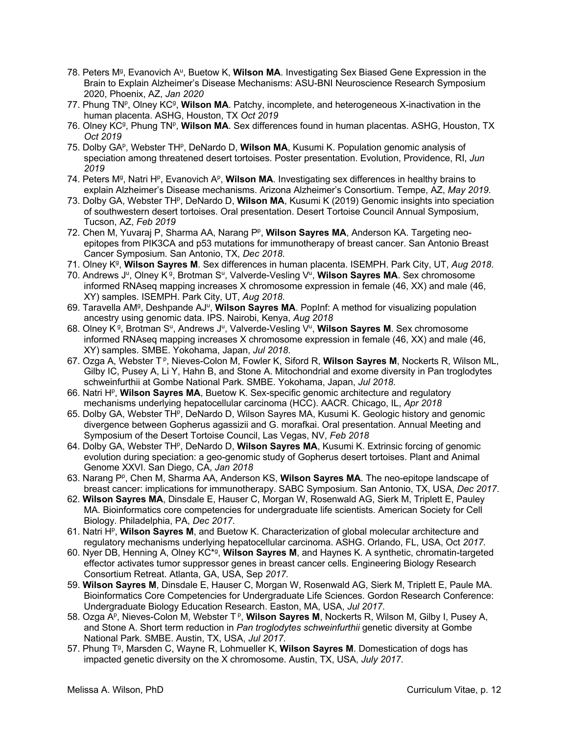78. Peters M[g], Evanovich A[u], Buetow K, **Wilson MA**. Investigating Sex Biased Gene Expression in the Brain to Explain Alzheimer's Disease Mechanisms: ASU-BNI Neuroscience Research Symposium 2020, Phoenix, AZ, *Jan 2020*
77. Phung TN[p], Olney KC[g], **Wilson MA**. Patchy, incomplete, and heterogeneous X-inactivation in the human placenta. ASHG, Houston, TX *Oct 2019*
76. Olney KC[g], Phung TN[p], **Wilson MA**. Sex differences found in human placentas. ASHG, Houston, TX *Oct 2019*
75. Dolby GA[p], Webster TH[p], DeNardo D, **Wilson MA**, Kusumi K. Population genomic analysis of speciation among threatened desert tortoises. Poster presentation. Evolution, Providence, RI, *Jun 2019*
74. Peters M[g], Natri H[p], Evanovich A[p], **Wilson MA**. Investigating sex differences in healthy brains to explain Alzheimer's Disease mechanisms. Arizona Alzheimer's Consortium. Tempe, AZ, *May 2019*.
73. Dolby GA, Webster TH[p], DeNardo D, **Wilson MA**, Kusumi K (2019) Genomic insights into speciation of southwestern desert tortoises. Oral presentation. Desert Tortoise Council Annual Symposium, Tucson, AZ, *Feb 2019*
72. Chen M, Yuvaraj P, Sharma AA, Narang P[p], **Wilson Sayres MA**, Anderson KA. Targeting neo-epitopes from PIK3CA and p53 mutations for immunotherapy of breast cancer. San Antonio Breast Cancer Symposium. San Antonio, TX, *Dec 2018*.
71. Olney K[g], **Wilson Sayres M**. Sex differences in human placenta. ISEMPH. Park City, UT, *Aug 2018*.
70. Andrews J[u], Olney K[g], Brotman S[u], Valverde-Vesling V[u], **Wilson Sayres MA**. Sex chromosome informed RNAseq mapping increases X chromosome expression in female (46, XX) and male (46, XY) samples. ISEMPH. Park City, UT, *Aug 2018*.
69. Taravella AM[g], Deshpande AJ[u], **Wilson Sayres MA**. PopInf: A method for visualizing population ancestry using genomic data. IPS. Nairobi, Kenya, *Aug 2018*
68. Olney K[g], Brotman S[u], Andrews J[u], Valverde-Vesling V[u], **Wilson Sayres M**. Sex chromosome informed RNAseq mapping increases X chromosome expression in female (46, XX) and male (46, XY) samples. SMBE. Yokohama, Japan, *Jul 2018*.
67. Ozga A, Webster T[p], Nieves-Colon M, Fowler K, Siford R, **Wilson Sayres M**, Nockerts R, Wilson ML, Gilby IC, Pusey A, Li Y, Hahn B, and Stone A. Mitochondrial and exome diversity in Pan troglodytes schweinfurthii at Gombe National Park. SMBE. Yokohama, Japan, *Jul 2018*.
66. Natri H[p], **Wilson Sayres MA**, Buetow K. Sex-specific genomic architecture and regulatory mechanisms underlying hepatocellular carcinoma (HCC). AACR. Chicago, IL, *Apr 2018*
65. Dolby GA, Webster TH[p], DeNardo D, Wilson Sayres MA, Kusumi K. Geologic history and genomic divergence between Gopherus agassizii and G. morafkai. Oral presentation. Annual Meeting and Symposium of the Desert Tortoise Council, Las Vegas, NV, *Feb 2018*
64. Dolby GA, Webster TH[p], DeNardo D, **Wilson Sayres MA**, Kusumi K. Extrinsic forcing of genomic evolution during speciation: a geo-genomic study of Gopherus desert tortoises. Plant and Animal Genome XXVI. San Diego, CA, *Jan 2018*
63. Narang P[p], Chen M, Sharma AA, Anderson KS, **Wilson Sayres MA**. The neo-epitope landscape of breast cancer: implications for immunotherapy. SABC Symposium. San Antonio, TX, USA, *Dec 2017*.
62. **Wilson Sayres MA**, Dinsdale E, Hauser C, Morgan W, Rosenwald AG, Sierk M, Triplett E, Pauley MA. Bioinformatics core competencies for undergraduate life scientists. American Society for Cell Biology. Philadelphia, PA, *Dec 2017*.
61. Natri H[p], **Wilson Sayres M**, and Buetow K. Characterization of global molecular architecture and regulatory mechanisms underlying hepatocellular carcinoma. ASHG. Orlando, FL, USA, Oct *2017.*
60. Nyer DB, Henning A, Olney KC*[g], **Wilson Sayres M**, and Haynes K. A synthetic, chromatin-targeted effector activates tumor suppressor genes in breast cancer cells. Engineering Biology Research Consortium Retreat. Atlanta, GA, USA, Sep *2017.*
59. **Wilson Sayres M**, Dinsdale E, Hauser C, Morgan W, Rosenwald AG, Sierk M, Triplett E, Paule MA. Bioinformatics Core Competencies for Undergraduate Life Sciences. Gordon Research Conference: Undergraduate Biology Education Research. Easton, MA, USA, *Jul 2017*.
58. Ozga A[p], Nieves-Colon M, Webster T[p], **Wilson Sayres M**, Nockerts R, Wilson M, Gilby I, Pusey A, and Stone A. Short term reduction in *Pan troglodytes schweinfurthii* genetic diversity at Gombe National Park. SMBE. Austin, TX, USA, *Jul 2017*.
57. Phung T[g], Marsden C, Wayne R, Lohmueller K, **Wilson Sayres M**. Domestication of dogs has impacted genetic diversity on the X chromosome. Austin, TX, USA, *July 2017*.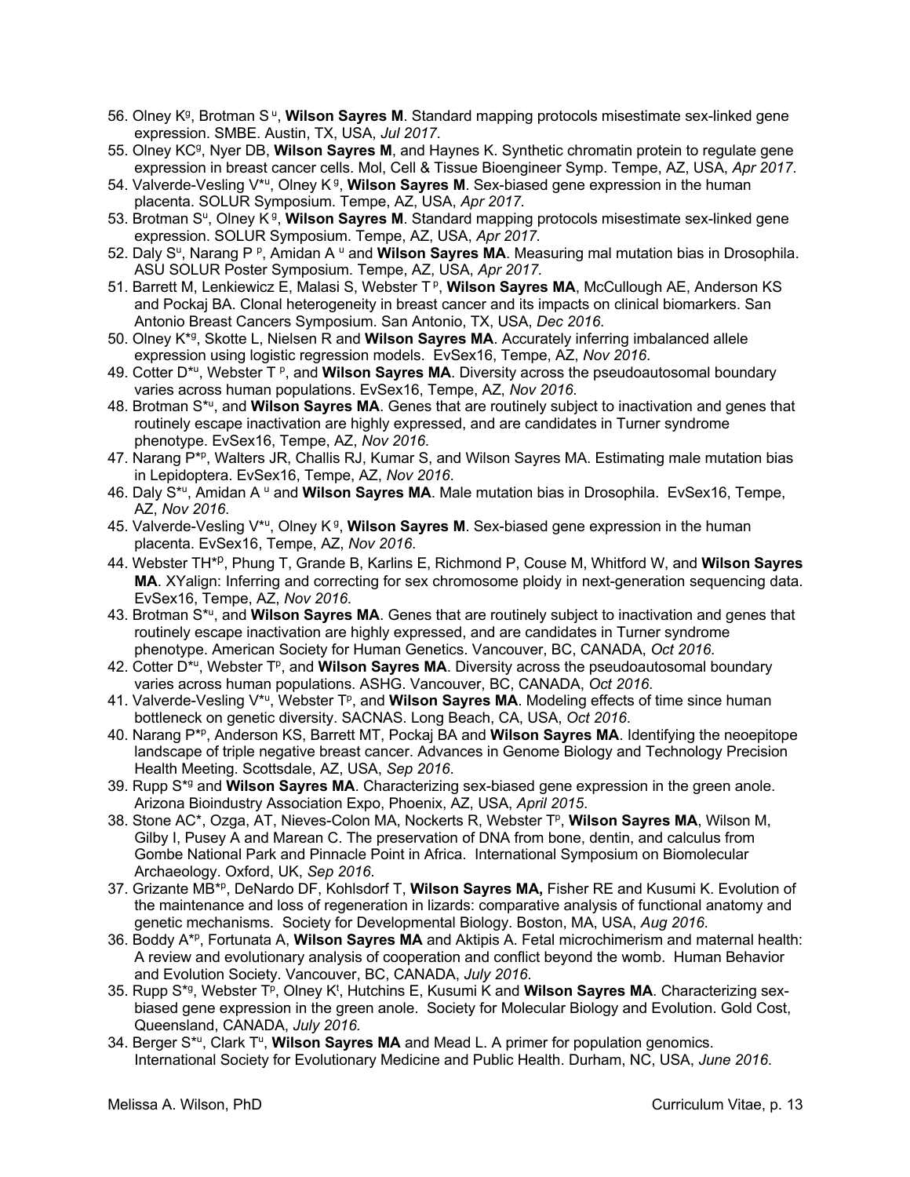56. Olney K[g], Brotman S[u], **Wilson Sayres M**. Standard mapping protocols misestimate sex-linked gene expression. SMBE. Austin, TX, USA, *Jul 2017*.
55. Olney KC[g], Nyer DB, **Wilson Sayres M**, and Haynes K. Synthetic chromatin protein to regulate gene expression in breast cancer cells. Mol, Cell & Tissue Bioengineer Symp. Tempe, AZ, USA, *Apr 2017*.
54. Valverde-Vesling V*[u], Olney K[g], **Wilson Sayres M**. Sex-biased gene expression in the human placenta. SOLUR Symposium. Tempe, AZ, USA, *Apr 2017*.
53. Brotman S[u], Olney K[g], **Wilson Sayres M**. Standard mapping protocols misestimate sex-linked gene expression. SOLUR Symposium. Tempe, AZ, USA, *Apr 2017*.
52. Daly S[u], Narang P[p], Amidan A[u] and **Wilson Sayres MA**. Measuring mal mutation bias in Drosophila. ASU SOLUR Poster Symposium. Tempe, AZ, USA, *Apr 2017.*
51. Barrett M, Lenkiewicz E, Malasi S, Webster T[p], **Wilson Sayres MA**, McCullough AE, Anderson KS and Pockaj BA. Clonal heterogeneity in breast cancer and its impacts on clinical biomarkers. San Antonio Breast Cancers Symposium. San Antonio, TX, USA, *Dec 2016*.
50. Olney K*[g], Skotte L, Nielsen R and **Wilson Sayres MA**. Accurately inferring imbalanced allele expression using logistic regression models. EvSex16, Tempe, AZ, *Nov 2016*.
49. Cotter D*[u], Webster T[p], and **Wilson Sayres MA**. Diversity across the pseudoautosomal boundary varies across human populations. EvSex16, Tempe, AZ, *Nov 2016*.
48. Brotman S*[u], and **Wilson Sayres MA**. Genes that are routinely subject to inactivation and genes that routinely escape inactivation are highly expressed, and are candidates in Turner syndrome phenotype. EvSex16, Tempe, AZ, *Nov 2016*.
47. Narang P*[p], Walters JR, Challis RJ, Kumar S, and Wilson Sayres MA. Estimating male mutation bias in Lepidoptera. EvSex16, Tempe, AZ, *Nov 2016*.
46. Daly S*[u], Amidan A[u] and **Wilson Sayres MA**. Male mutation bias in Drosophila. EvSex16, Tempe, AZ, *Nov 2016*.
45. Valverde-Vesling V*[u], Olney K[g], **Wilson Sayres M**. Sex-biased gene expression in the human placenta. EvSex16, Tempe, AZ, *Nov 2016*.
44. Webster TH*[p], Phung T, Grande B, Karlins E, Richmond P, Couse M, Whitford W, and **Wilson Sayres MA**. XYalign: Inferring and correcting for sex chromosome ploidy in next-generation sequencing data. EvSex16, Tempe, AZ, *Nov 2016*.
43. Brotman S*[u], and **Wilson Sayres MA**. Genes that are routinely subject to inactivation and genes that routinely escape inactivation are highly expressed, and are candidates in Turner syndrome phenotype. American Society for Human Genetics. Vancouver, BC, CANADA, *Oct 2016*.
42. Cotter D*[u], Webster T[p], and **Wilson Sayres MA**. Diversity across the pseudoautosomal boundary varies across human populations. ASHG. Vancouver, BC, CANADA, *Oct 2016*.
41. Valverde-Vesling V*[u], Webster T[p], and **Wilson Sayres MA**. Modeling effects of time since human bottleneck on genetic diversity. SACNAS. Long Beach, CA, USA, *Oct 2016*.
40. Narang P*[p], Anderson KS, Barrett MT, Pockaj BA and **Wilson Sayres MA**. Identifying the neoepitope landscape of triple negative breast cancer. Advances in Genome Biology and Technology Precision Health Meeting. Scottsdale, AZ, USA, *Sep 2016*.
39. Rupp S*[g] and **Wilson Sayres MA**. Characterizing sex-biased gene expression in the green anole. Arizona Bioindustry Association Expo, Phoenix, AZ, USA, *April 2015*.
38. Stone AC*, Ozga, AT, Nieves-Colon MA, Nockerts R, Webster T[p], **Wilson Sayres MA**, Wilson M, Gilby I, Pusey A and Marean C. The preservation of DNA from bone, dentin, and calculus from Gombe National Park and Pinnacle Point in Africa. International Symposium on Biomolecular Archaeology. Oxford, UK, *Sep 2016*.
37. Grizante MB*[p], DeNardo DF, Kohlsdorf T, **Wilson Sayres MA,** Fisher RE and Kusumi K. Evolution of the maintenance and loss of regeneration in lizards: comparative analysis of functional anatomy and genetic mechanisms. Society for Developmental Biology. Boston, MA, USA, *Aug 2016*.
36. Boddy A*[p], Fortunata A, **Wilson Sayres MA** and Aktipis A. Fetal microchimerism and maternal health: A review and evolutionary analysis of cooperation and conflict beyond the womb. Human Behavior and Evolution Society. Vancouver, BC, CANADA, *July 2016*.
35. Rupp S*[g], Webster T[p], Olney K[t], Hutchins E, Kusumi K and **Wilson Sayres MA**. Characterizing sex-biased gene expression in the green anole. Society for Molecular Biology and Evolution. Gold Cost, Queensland, CANADA, *July 2016.*
34. Berger S*[u], Clark T[u], **Wilson Sayres MA** and Mead L. A primer for population genomics. International Society for Evolutionary Medicine and Public Health. Durham, NC, USA, *June 2016*.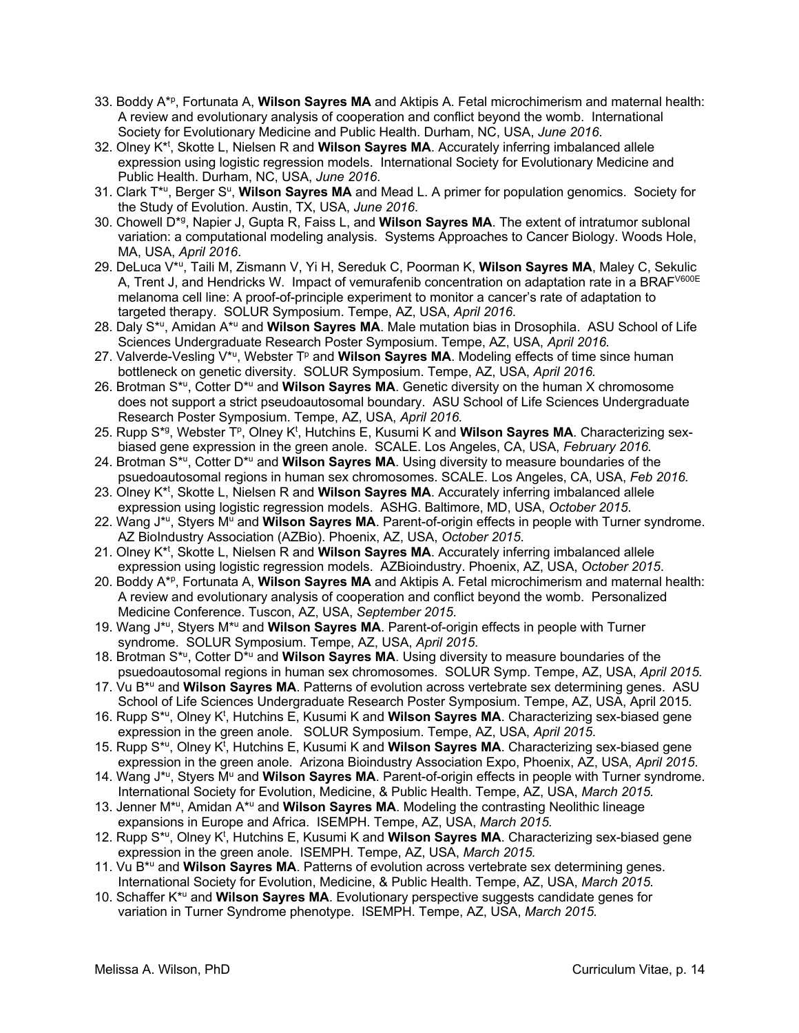33. Boddy A[*p], Fortunata A, **Wilson Sayres MA** and Aktipis A. Fetal microchimerism and maternal health: A review and evolutionary analysis of cooperation and conflict beyond the womb. International Society for Evolutionary Medicine and Public Health. Durham, NC, USA, *June 2016*.
32. Olney K[*t], Skotte L, Nielsen R and **Wilson Sayres MA**. Accurately inferring imbalanced allele expression using logistic regression models. International Society for Evolutionary Medicine and Public Health. Durham, NC, USA, *June 2016*.
31. Clark T[*u], Berger S[u], **Wilson Sayres MA** and Mead L. A primer for population genomics. Society for the Study of Evolution. Austin, TX, USA, *June 2016*.
30. Chowell D[*g], Napier J, Gupta R, Faiss L, and **Wilson Sayres MA**. The extent of intratumor sublonal variation: a computational modeling analysis. Systems Approaches to Cancer Biology. Woods Hole, MA, USA, *April 2016*.
29. DeLuca V[*u], Taili M, Zismann V, Yi H, Sereduk C, Poorman K, **Wilson Sayres MA**, Maley C, Sekulic A, Trent J, and Hendricks W. Impact of vemurafenib concentration on adaptation rate in a BRAF$^{V600E}$ melanoma cell line: A proof-of-principle experiment to monitor a cancer's rate of adaptation to targeted therapy. SOLUR Symposium. Tempe, AZ, USA, *April 2016*.
28. Daly S[*u], Amidan A[*u] and **Wilson Sayres MA**. Male mutation bias in Drosophila. ASU School of Life Sciences Undergraduate Research Poster Symposium. Tempe, AZ, USA, *April 2016*.
27. Valverde-Vesling V[*u], Webster T[p] and **Wilson Sayres MA**. Modeling effects of time since human bottleneck on genetic diversity. SOLUR Symposium. Tempe, AZ, USA, *April 2016*.
26. Brotman S[*u], Cotter D[*u] and **Wilson Sayres MA**. Genetic diversity on the human X chromosome does not support a strict pseudoautosomal boundary. ASU School of Life Sciences Undergraduate Research Poster Symposium. Tempe, AZ, USA, *April 2016*.
25. Rupp S[*g], Webster T[p], Olney K[t], Hutchins E, Kusumi K and **Wilson Sayres MA**. Characterizing sex-biased gene expression in the green anole. SCALE. Los Angeles, CA, USA, *February 2016*.
24. Brotman S[*u], Cotter D[*u] and **Wilson Sayres MA**. Using diversity to measure boundaries of the psuedoautosomal regions in human sex chromosomes. SCALE. Los Angeles, CA, USA, *Feb 2016*.
23. Olney K[*t], Skotte L, Nielsen R and **Wilson Sayres MA**. Accurately inferring imbalanced allele expression using logistic regression models. ASHG. Baltimore, MD, USA, *October 2015*.
22. Wang J[*u], Styers M[u] and **Wilson Sayres MA**. Parent-of-origin effects in people with Turner syndrome. AZ BioIndustry Association (AZBio). Phoenix, AZ, USA, *October 2015*.
21. Olney K[*t], Skotte L, Nielsen R and **Wilson Sayres MA**. Accurately inferring imbalanced allele expression using logistic regression models. AZBioindustry. Phoenix, AZ, USA, *October 2015*.
20. Boddy A[*p], Fortunata A, **Wilson Sayres MA** and Aktipis A. Fetal microchimerism and maternal health: A review and evolutionary analysis of cooperation and conflict beyond the womb. Personalized Medicine Conference. Tuscon, AZ, USA, *September 2015*.
19. Wang J[*u], Styers M[*u] and **Wilson Sayres MA**. Parent-of-origin effects in people with Turner syndrome. SOLUR Symposium. Tempe, AZ, USA, *April 2015*.
18. Brotman S[*u], Cotter D[*u] and **Wilson Sayres MA**. Using diversity to measure boundaries of the psuedoautosomal regions in human sex chromosomes. SOLUR Symp. Tempe, AZ, USA, *April 2015*.
17. Vu B[*u] and **Wilson Sayres MA**. Patterns of evolution across vertebrate sex determining genes. ASU School of Life Sciences Undergraduate Research Poster Symposium. Tempe, AZ, USA, April 2015.
16. Rupp S[*u], Olney K[t], Hutchins E, Kusumi K and **Wilson Sayres MA**. Characterizing sex-biased gene expression in the green anole. SOLUR Symposium. Tempe, AZ, USA, *April 2015*.
15. Rupp S[*u], Olney K[t], Hutchins E, Kusumi K and **Wilson Sayres MA**. Characterizing sex-biased gene expression in the green anole. Arizona Bioindustry Association Expo, Phoenix, AZ, USA, *April 2015*.
14. Wang J[*u], Styers M[u] and **Wilson Sayres MA**. Parent-of-origin effects in people with Turner syndrome. International Society for Evolution, Medicine, & Public Health. Tempe, AZ, USA, *March 2015*.
13. Jenner M[*u], Amidan A[*u] and **Wilson Sayres MA**. Modeling the contrasting Neolithic lineage expansions in Europe and Africa. ISEMPH. Tempe, AZ, USA, *March 2015*.
12. Rupp S[*u], Olney K[t], Hutchins E, Kusumi K and **Wilson Sayres MA**. Characterizing sex-biased gene expression in the green anole. ISEMPH. Tempe, AZ, USA, *March 2015*.
11. Vu B[*u] and **Wilson Sayres MA**. Patterns of evolution across vertebrate sex determining genes. International Society for Evolution, Medicine, & Public Health. Tempe, AZ, USA, *March 2015*.
10. Schaffer K[*u] and **Wilson Sayres MA**. Evolutionary perspective suggests candidate genes for variation in Turner Syndrome phenotype. ISEMPH. Tempe, AZ, USA, *March 2015*.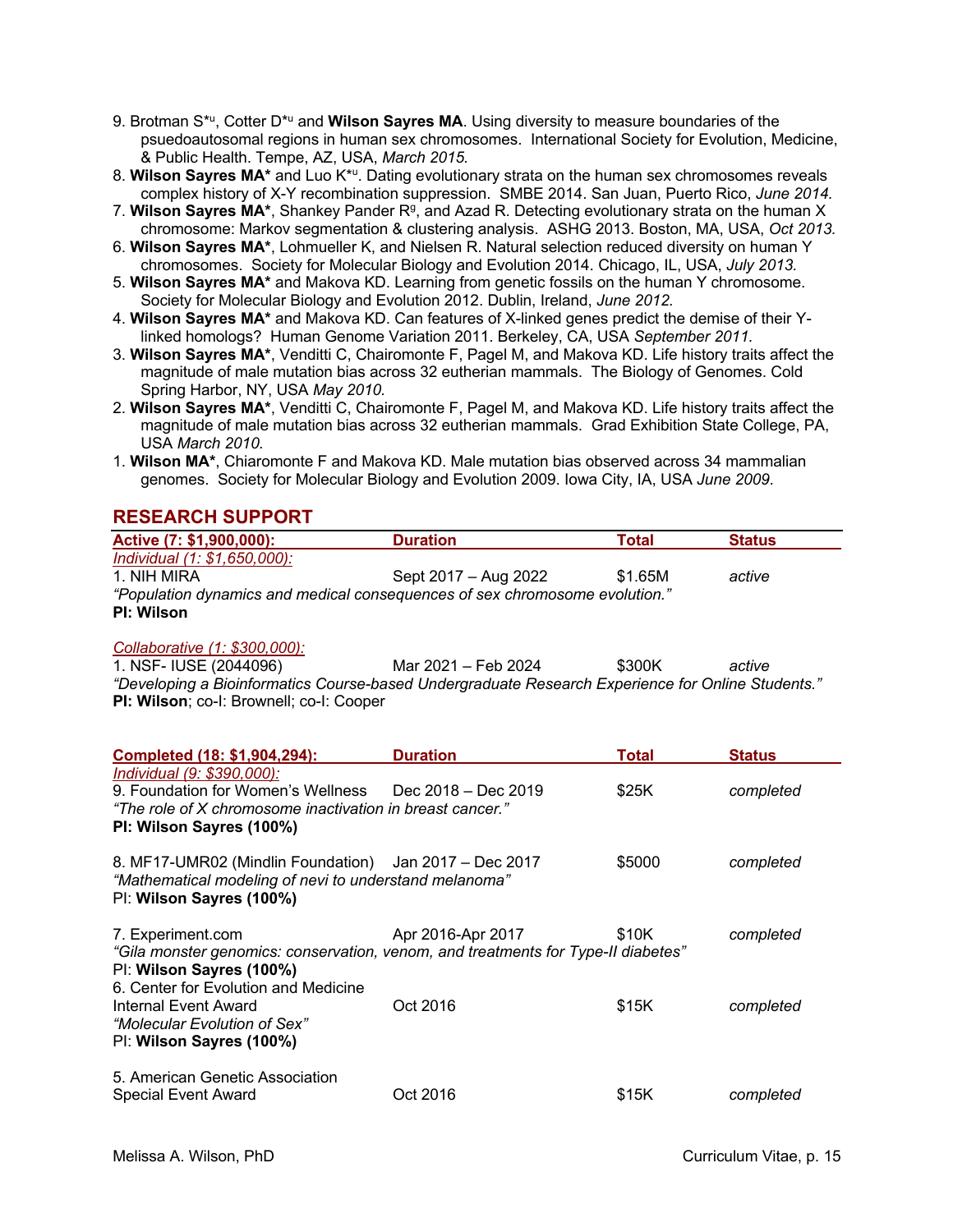9. Brotman S*[u], Cotter D*[u] and **Wilson Sayres MA**. Using diversity to measure boundaries of the psuedoautosomal regions in human sex chromosomes. International Society for Evolution, Medicine, & Public Health. Tempe, AZ, USA, *March 2015.*

8. **Wilson Sayres MA*** and Luo K*[u]. Dating evolutionary strata on the human sex chromosomes reveals complex history of X-Y recombination suppression. SMBE 2014. San Juan, Puerto Rico, *June 2014.*

7. **Wilson Sayres MA***, Shankey Pander R[g], and Azad R. Detecting evolutionary strata on the human X chromosome: Markov segmentation & clustering analysis. ASHG 2013. Boston, MA, USA, *Oct 2013.*

6. **Wilson Sayres MA***, Lohmueller K, and Nielsen R. Natural selection reduced diversity on human Y chromosomes. Society for Molecular Biology and Evolution 2014. Chicago, IL, USA, *July 2013.*

5. **Wilson Sayres MA*** and Makova KD. Learning from genetic fossils on the human Y chromosome. Society for Molecular Biology and Evolution 2012. Dublin, Ireland, *June 2012.*

4. **Wilson Sayres MA*** and Makova KD. Can features of X-linked genes predict the demise of their Y-linked homologs? Human Genome Variation 2011. Berkeley, CA, USA *September 2011.*

3. **Wilson Sayres MA***, Venditti C, Chairomonte F, Pagel M, and Makova KD. Life history traits affect the magnitude of male mutation bias across 32 eutherian mammals. The Biology of Genomes. Cold Spring Harbor, NY, USA *May 2010.*

2. **Wilson Sayres MA***, Venditti C, Chairomonte F, Pagel M, and Makova KD. Life history traits affect the magnitude of male mutation bias across 32 eutherian mammals. Grad Exhibition State College, PA, USA *March 2010.*

1. **Wilson MA***, Chiaromonte F and Makova KD. Male mutation bias observed across 34 mammalian genomes. Society for Molecular Biology and Evolution 2009. Iowa City, IA, USA *June 2009.*

## RESEARCH SUPPORT

| Active (7: $1,900,000): | Duration | Total | Status |
|---|---|---|---|
| *Individual (1: $1,650,000):* | | | |
| 1. NIH MIRA | Sept 2017 – Aug 2022 | $1.65M | *active* |

*"Population dynamics and medical consequences of sex chromosome evolution."*
**PI: Wilson**

| *Collaborative (1: $300,000):* | | | |
|---|---|---|---|
| 1. NSF- IUSE (2044096) | Mar 2021 – Feb 2024 | $300K | *active* |

*"Developing a Bioinformatics Course-based Undergraduate Research Experience for Online Students."*
**PI: Wilson**; co-I: Brownell; co-I: Cooper

| Completed (18: $1,904,294): | Duration | Total | Status |
|---|---|---|---|
| *Individual (9: $390,000):* | | | |
| 9. Foundation for Women's Wellness | Dec 2018 – Dec 2019 | $25K | *completed* |

*"The role of X chromosome inactivation in breast cancer."*
**PI: Wilson Sayres (100%)**

| 8. MF17-UMR02 (Mindlin Foundation) | Jan 2017 – Dec 2017 | $5000 | *completed* |
|---|---|---|---|

*"Mathematical modeling of nevi to understand melanoma"*
PI: **Wilson Sayres (100%)**

| 7. Experiment.com | Apr 2016-Apr 2017 | $10K | *completed* |
|---|---|---|---|

*"Gila monster genomics: conservation, venom, and treatments for Type-II diabetes"*
PI: **Wilson Sayres (100%)**

| 6. Center for Evolution and Medicine Internal Event Award | Oct 2016 | $15K | *completed* |
|---|---|---|---|

*"Molecular Evolution of Sex"*
PI: **Wilson Sayres (100%)**

| 5. American Genetic Association Special Event Award | Oct 2016 | $15K | *completed* |
|---|---|---|---|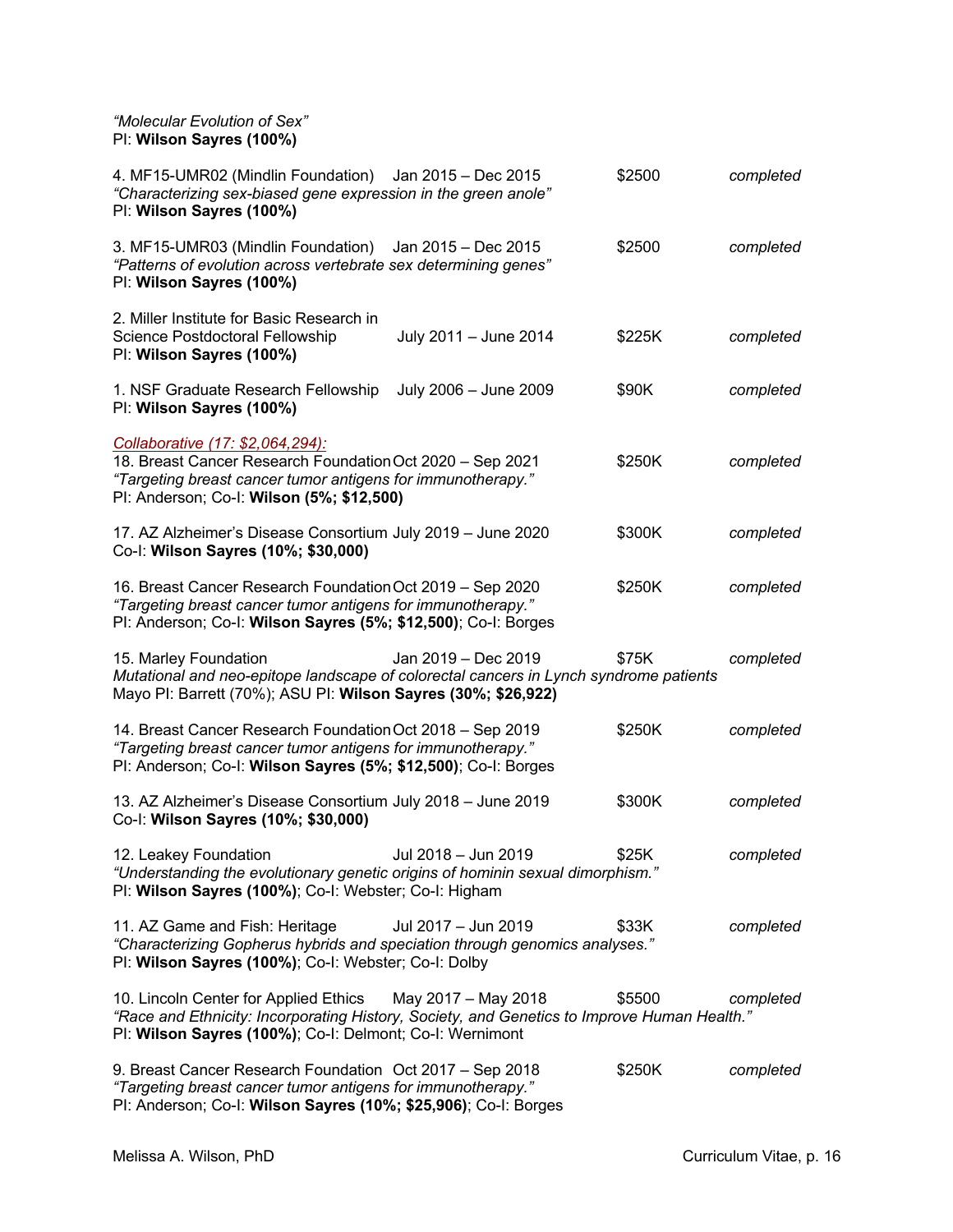*"Molecular Evolution of Sex"*
PI: **Wilson Sayres (100%)**

4. MF15-UMR02 (Mindlin Foundation) Jan 2015 – Dec 2015 $2500 *completed*
*"Characterizing sex-biased gene expression in the green anole"*
PI: **Wilson Sayres (100%)**

3. MF15-UMR03 (Mindlin Foundation) Jan 2015 – Dec 2015 $2500 *completed*
*"Patterns of evolution across vertebrate sex determining genes"*
PI: **Wilson Sayres (100%)**

2. Miller Institute for Basic Research in Science Postdoctoral Fellowship July 2011 – June 2014 $225K *completed*
PI: **Wilson Sayres (100%)**

1. NSF Graduate Research Fellowship July 2006 – June 2009 $90K *completed*
PI: **Wilson Sayres (100%)**

*Collaborative (17: $2,064,294):*

18. Breast Cancer Research Foundation Oct 2020 – Sep 2021 $250K *completed*
*"Targeting breast cancer tumor antigens for immunotherapy."*
PI: Anderson; Co-I: **Wilson (5%; $12,500)**

17. AZ Alzheimer's Disease Consortium July 2019 – June 2020 $300K *completed*
Co-I: **Wilson Sayres (10%; $30,000)**

16. Breast Cancer Research Foundation Oct 2019 – Sep 2020 $250K *completed*
*"Targeting breast cancer tumor antigens for immunotherapy."*
PI: Anderson; Co-I: **Wilson Sayres (5%; $12,500)**; Co-I: Borges

15. Marley Foundation Jan 2019 – Dec 2019 $75K *completed*
*Mutational and neo-epitope landscape of colorectal cancers in Lynch syndrome patients*
Mayo PI: Barrett (70%); ASU PI: **Wilson Sayres (30%; $26,922)**

14. Breast Cancer Research Foundation Oct 2018 – Sep 2019 $250K *completed*
*"Targeting breast cancer tumor antigens for immunotherapy."*
PI: Anderson; Co-I: **Wilson Sayres (5%; $12,500)**; Co-I: Borges

13. AZ Alzheimer's Disease Consortium July 2018 – June 2019 $300K *completed*
Co-I: **Wilson Sayres (10%; $30,000)**

12. Leakey Foundation Jul 2018 – Jun 2019 $25K *completed*
*"Understanding the evolutionary genetic origins of hominin sexual dimorphism."*
PI: **Wilson Sayres (100%)**; Co-I: Webster; Co-I: Higham

11. AZ Game and Fish: Heritage Jul 2017 – Jun 2019 $33K *completed*
*"Characterizing Gopherus hybrids and speciation through genomics analyses."*
PI: **Wilson Sayres (100%)**; Co-I: Webster; Co-I: Dolby

10. Lincoln Center for Applied Ethics May 2017 – May 2018 $5500 *completed*
*"Race and Ethnicity: Incorporating History, Society, and Genetics to Improve Human Health."*
PI: **Wilson Sayres (100%)**; Co-I: Delmont; Co-I: Wernimont

9. Breast Cancer Research Foundation Oct 2017 – Sep 2018 $250K *completed*
*"Targeting breast cancer tumor antigens for immunotherapy."*
PI: Anderson; Co-I: **Wilson Sayres (10%; $25,906)**; Co-I: Borges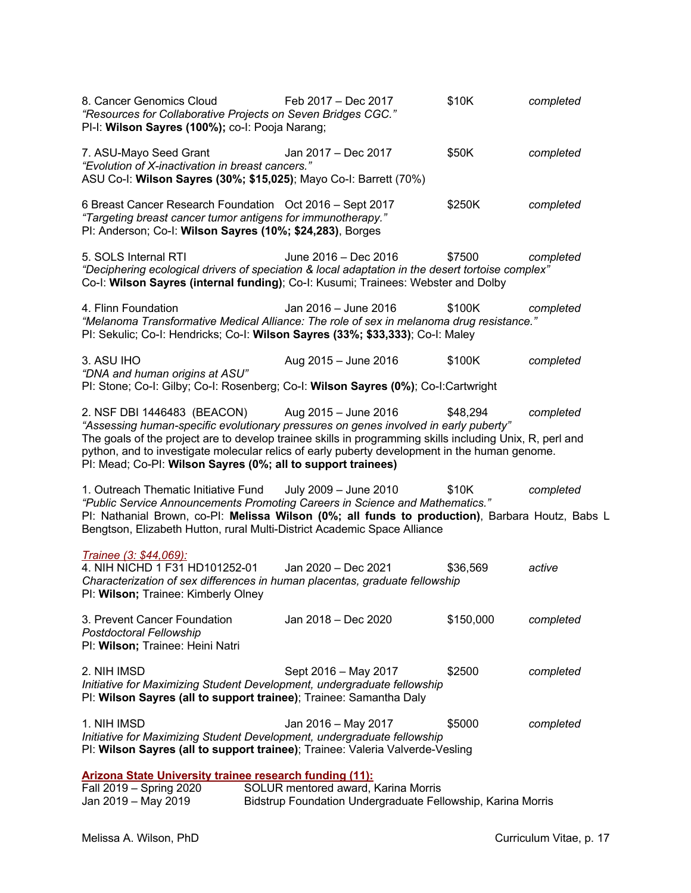8. Cancer Genomics Cloud Feb 2017 – Dec 2017 $10K *completed*
*"Resources for Collaborative Projects on Seven Bridges CGC."*
PI-I: **Wilson Sayres (100%);** co-I: Pooja Narang;

7. ASU-Mayo Seed Grant Jan 2017 – Dec 2017 $50K *completed*
*"Evolution of X-inactivation in breast cancers."*
ASU Co-I: **Wilson Sayres (30%; $15,025)**; Mayo Co-I: Barrett (70%)

6 Breast Cancer Research Foundation Oct 2016 – Sept 2017 $250K *completed*
*"Targeting breast cancer tumor antigens for immunotherapy."*
PI: Anderson; Co-I: **Wilson Sayres (10%; $24,283)**, Borges

5. SOLS Internal RTI June 2016 – Dec 2016 $7500 *completed*
*"Deciphering ecological drivers of speciation & local adaptation in the desert tortoise complex"*
Co-I: **Wilson Sayres (internal funding)**; Co-I: Kusumi; Trainees: Webster and Dolby

4. Flinn Foundation Jan 2016 – June 2016 $100K *completed*
*"Melanoma Transformative Medical Alliance: The role of sex in melanoma drug resistance."*
PI: Sekulic; Co-I: Hendricks; Co-I: **Wilson Sayres (33%; $33,333)**; Co-I: Maley

3. ASU IHO Aug 2015 – June 2016 $100K *completed*
*"DNA and human origins at ASU"*
PI: Stone; Co-I: Gilby; Co-I: Rosenberg; Co-I: **Wilson Sayres (0%)**; Co-I:Cartwright

2. NSF DBI 1446483 (BEACON) Aug 2015 – June 2016 $48,294 *completed*
*"Assessing human-specific evolutionary pressures on genes involved in early puberty"*
The goals of the project are to develop trainee skills in programming skills including Unix, R, perl and python, and to investigate molecular relics of early puberty development in the human genome.
PI: Mead; Co-PI: **Wilson Sayres (0%; all to support trainees)**

1. Outreach Thematic Initiative Fund July 2009 – June 2010 $10K *completed*
*"Public Service Announcements Promoting Careers in Science and Mathematics."*
PI: Nathanial Brown, co-PI: **Melissa Wilson (0%; all funds to production)**, Barbara Houtz, Babs L Bengtson, Elizabeth Hutton, rural Multi-District Academic Space Alliance

*Trainee (3: $44,069):*

4. NIH NICHD 1 F31 HD101252-01 Jan 2020 – Dec 2021 $36,569 *active*
*Characterization of sex differences in human placentas, graduate fellowship*
PI: **Wilson;** Trainee: Kimberly Olney

3. Prevent Cancer Foundation Jan 2018 – Dec 2020 $150,000 *completed*
*Postdoctoral Fellowship*
PI: **Wilson;** Trainee: Heini Natri

2. NIH IMSD Sept 2016 – May 2017 $2500 *completed*
*Initiative for Maximizing Student Development, undergraduate fellowship*
PI: **Wilson Sayres (all to support trainee)**; Trainee: Samantha Daly

1. NIH IMSD Jan 2016 – May 2017 $5000 *completed*
*Initiative for Maximizing Student Development, undergraduate fellowship*
PI: **Wilson Sayres (all to support trainee)**; Trainee: Valeria Valverde-Vesling

**Arizona State University trainee research funding (11):**

Fall 2019 – Spring 2020 SOLUR mentored award, Karina Morris
Jan 2019 – May 2019 Bidstrup Foundation Undergraduate Fellowship, Karina Morris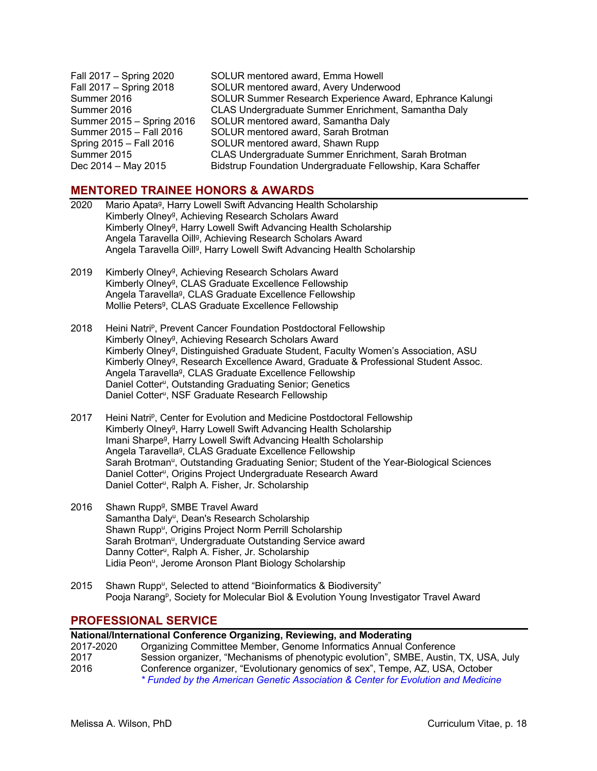| | |
|---|---|
| Fall 2017 – Spring 2020 | SOLUR mentored award, Emma Howell |
| Fall 2017 – Spring 2018 | SOLUR mentored award, Avery Underwood |
| Summer 2016 | SOLUR Summer Research Experience Award, Ephrance Kalungi |
| Summer 2016 | CLAS Undergraduate Summer Enrichment, Samantha Daly |
| Summer 2015 – Spring 2016 | SOLUR mentored award, Samantha Daly |
| Summer 2015 – Fall 2016 | SOLUR mentored award, Sarah Brotman |
| Spring 2015 – Fall 2016 | SOLUR mentored award, Shawn Rupp |
| Summer 2015 | CLAS Undergraduate Summer Enrichment, Sarah Brotman |
| Dec 2014 – May 2015 | Bidstrup Foundation Undergraduate Fellowship, Kara Schaffer |

## MENTORED TRAINEE HONORS & AWARDS

**2020**
- Mario Apata[g], Harry Lowell Swift Advancing Health Scholarship
- Kimberly Olney[g], Achieving Research Scholars Award
- Kimberly Olney[g], Harry Lowell Swift Advancing Health Scholarship
- Angela Taravella Oill[g], Achieving Research Scholars Award
- Angela Taravella Oill[g], Harry Lowell Swift Advancing Health Scholarship

**2019**
- Kimberly Olney[g], Achieving Research Scholars Award
- Kimberly Olney[g], CLAS Graduate Excellence Fellowship
- Angela Taravella[g], CLAS Graduate Excellence Fellowship
- Mollie Peters[g], CLAS Graduate Excellence Fellowship

**2018**
- Heini Natri[p], Prevent Cancer Foundation Postdoctoral Fellowship
- Kimberly Olney[g], Achieving Research Scholars Award
- Kimberly Olney[g], Distinguished Graduate Student, Faculty Women's Association, ASU
- Kimberly Olney[g], Research Excellence Award, Graduate & Professional Student Assoc.
- Angela Taravella[g], CLAS Graduate Excellence Fellowship
- Daniel Cotter[u], Outstanding Graduating Senior; Genetics
- Daniel Cotter[u], NSF Graduate Research Fellowship

**2017**
- Heini Natri[p], Center for Evolution and Medicine Postdoctoral Fellowship
- Kimberly Olney[g], Harry Lowell Swift Advancing Health Scholarship
- Imani Sharpe[g], Harry Lowell Swift Advancing Health Scholarship
- Angela Taravella[g], CLAS Graduate Excellence Fellowship
- Sarah Brotman[u], Outstanding Graduating Senior; Student of the Year-Biological Sciences
- Daniel Cotter[u], Origins Project Undergraduate Research Award
- Daniel Cotter[u], Ralph A. Fisher, Jr. Scholarship

**2016**
- Shawn Rupp[g], SMBE Travel Award
- Samantha Daly[u], Dean's Research Scholarship
- Shawn Rupp[u], Origins Project Norm Perrill Scholarship
- Sarah Brotman[u], Undergraduate Outstanding Service award
- Danny Cotter[u], Ralph A. Fisher, Jr. Scholarship
- Lidia Peon[u], Jerome Aronson Plant Biology Scholarship

**2015**
- Shawn Rupp[u], Selected to attend "Bioinformatics & Biodiversity"
- Pooja Narang[p], Society for Molecular Biol & Evolution Young Investigator Travel Award

## PROFESSIONAL SERVICE

### National/International Conference Organizing, Reviewing, and Moderating

| | |
|---|---|
| 2017-2020 | Organizing Committee Member, Genome Informatics Annual Conference |
| 2017 | Session organizer, "Mechanisms of phenotypic evolution", SMBE, Austin, TX, USA, July |
| 2016 | Conference organizer, "Evolutionary genomics of sex", Tempe, AZ, USA, October *\* Funded by the American Genetic Association & Center for Evolution and Medicine* |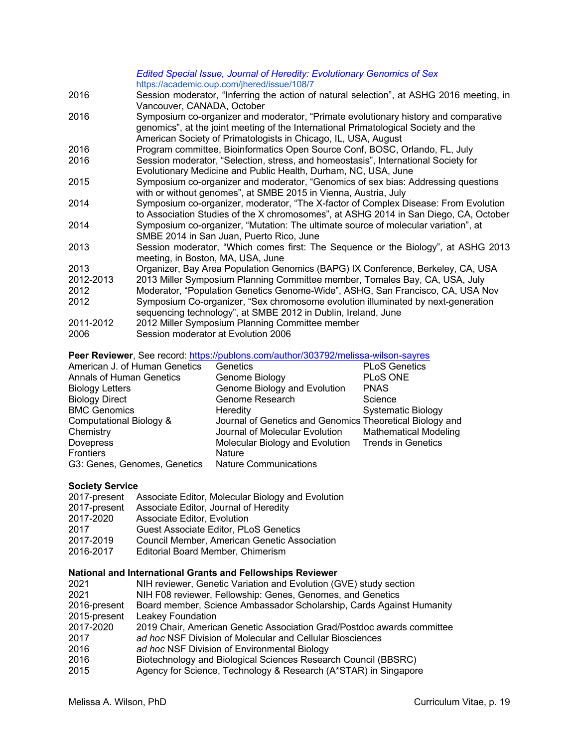*Edited Special Issue, Journal of Heredity: Evolutionary Genomics of Sex*
https://academic.oup.com/jhered/issue/108/7

2016 Session moderator, "Inferring the action of natural selection", at ASHG 2016 meeting, in Vancouver, CANADA, October

2016 Symposium co-organizer and moderator, "Primate evolutionary history and comparative genomics", at the joint meeting of the International Primatological Society and the American Society of Primatologists in Chicago, IL, USA, August

2016 Program committee, Bioinformatics Open Source Conf, BOSC, Orlando, FL, July

2016 Session moderator, "Selection, stress, and homeostasis", International Society for Evolutionary Medicine and Public Health, Durham, NC, USA, June

2015 Symposium co-organizer and moderator, "Genomics of sex bias: Addressing questions with or without genomes", at SMBE 2015 in Vienna, Austria, July

2014 Symposium co-organizer, moderator, "The X-factor of Complex Disease: From Evolution to Association Studies of the X chromosomes", at ASHG 2014 in San Diego, CA, October

2014 Symposium co-organizer, "Mutation: The ultimate source of molecular variation", at SMBE 2014 in San Juan, Puerto Rico, June

2013 Session moderator, "Which comes first: The Sequence or the Biology", at ASHG 2013 meeting, in Boston, MA, USA, June

2013 Organizer, Bay Area Population Genomics (BAPG) IX Conference, Berkeley, CA, USA

2012-2013 2013 Miller Symposium Planning Committee member, Tomales Bay, CA, USA, July

2012 Moderator, "Population Genetics Genome-Wide", ASHG, San Francisco, CA, USA Nov

2012 Symposium Co-organizer, "Sex chromosome evolution illuminated by next-generation sequencing technology", at SMBE 2012 in Dublin, Ireland, June

2011-2012 2012 Miller Symposium Planning Committee member

2006 Session moderator at Evolution 2006

**Peer Reviewer**, See record: https://publons.com/author/303792/melissa-wilson-sayres

- American J. of Human Genetics
- Annals of Human Genetics
- Biology Letters
- Biology Direct
- BMC Genomics
- Computational Biology & Chemistry
- Dovepress
- Frontiers
- G3: Genes, Genomes, Genetics
- Genetics
- Genome Biology
- Genome Biology and Evolution
- Genome Research
- Heredity
- Journal of Genetics and Genomics
- Journal of Molecular Evolution
- Molecular Biology and Evolution
- Nature
- Nature Communications
- PLoS Genetics
- PLoS ONE
- PNAS
- Science
- Systematic Biology
- Theoretical Biology and Mathematical Modeling
- Trends in Genetics

**Society Service**

2017-present Associate Editor, Molecular Biology and Evolution

2017-present Associate Editor, Journal of Heredity

2017-2020 Associate Editor, Evolution

2017 Guest Associate Editor, PLoS Genetics

2017-2019 Council Member, American Genetic Association

2016-2017 Editorial Board Member, Chimerism

**National and International Grants and Fellowships Reviewer**

2021 NIH reviewer, Genetic Variation and Evolution (GVE) study section

2021 NIH F08 reviewer, Fellowship: Genes, Genomes, and Genetics

2016-present Board member, Science Ambassador Scholarship, Cards Against Humanity

2015-present Leakey Foundation

2017-2020 2019 Chair, American Genetic Association Grad/Postdoc awards committee

2017 *ad hoc* NSF Division of Molecular and Cellular Biosciences

2016 *ad hoc* NSF Division of Environmental Biology

2016 Biotechnology and Biological Sciences Research Council (BBSRC)

2015 Agency for Science, Technology & Research (A*STAR) in Singapore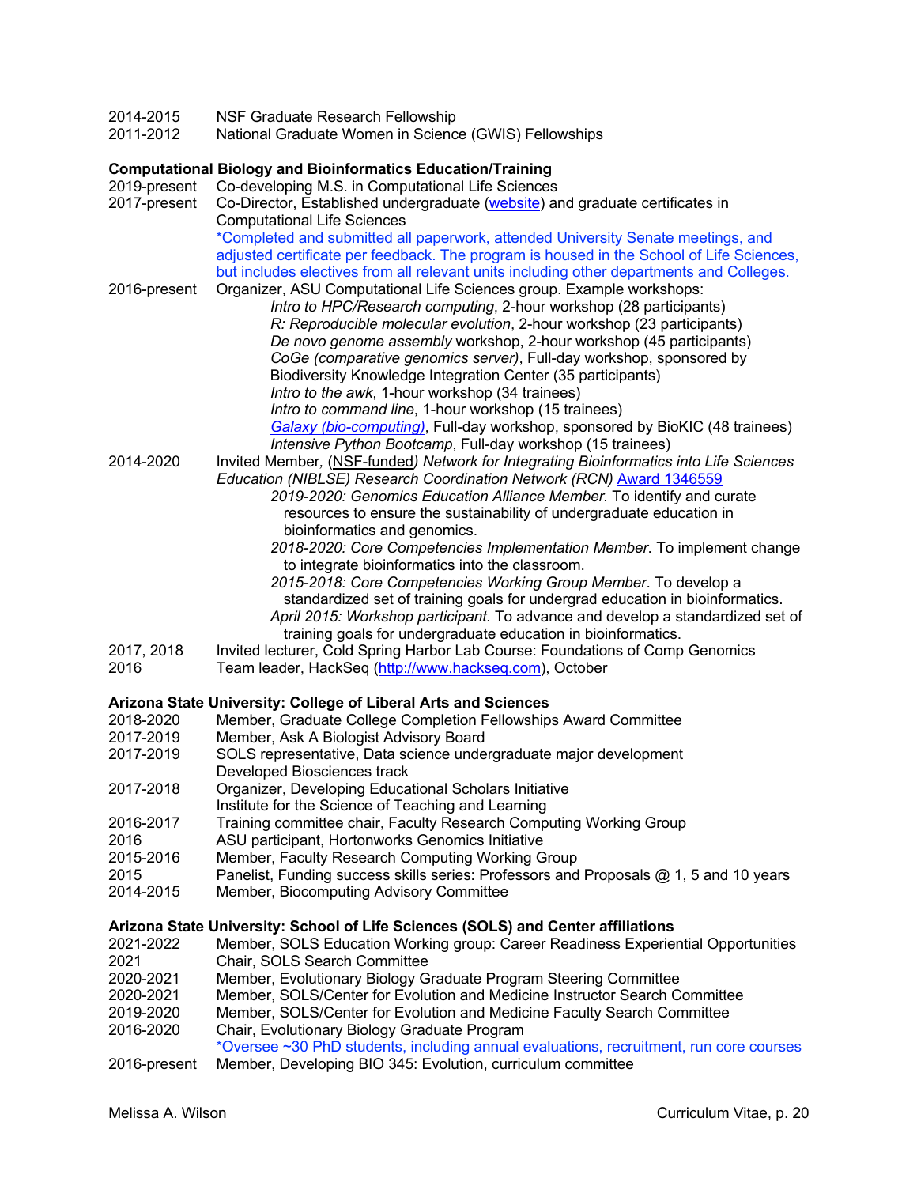2014-2015 NSF Graduate Research Fellowship
2011-2012 National Graduate Women in Science (GWIS) Fellowships

**Computational Biology and Bioinformatics Education/Training**

2019-present Co-developing M.S. in Computational Life Sciences

2017-present Co-Director, Established undergraduate ([website]()) and graduate certificates in Computational Life Sciences
*Completed and submitted all paperwork, attended University Senate meetings, and adjusted certificate per feedback. The program is housed in the School of Life Sciences, but includes electives from all relevant units including other departments and Colleges.

2016-present Organizer, ASU Computational Life Sciences group. Example workshops:
- *Intro to HPC/Research computing*, 2-hour workshop (28 participants)
- *R: Reproducible molecular evolution*, 2-hour workshop (23 participants)
- *De novo genome assembly* workshop, 2-hour workshop (45 participants)
- *CoGe (comparative genomics server)*, Full-day workshop, sponsored by Biodiversity Knowledge Integration Center (35 participants)
- *Intro to the awk*, 1-hour workshop (34 trainees)
- *Intro to command line*, 1-hour workshop (15 trainees)
- [*Galaxy (bio-computing)*](), Full-day workshop, sponsored by BioKIC (48 trainees)
- *Intensive Python Bootcamp*, Full-day workshop (15 trainees)

2014-2020 Invited Member, (NSF-funded) *Network for Integrating Bioinformatics into Life Sciences Education (NIBLSE) Research Coordination Network (RCN)* [Award 1346559]()
- *2019-2020: Genomics Education Alliance Member.* To identify and curate resources to ensure the sustainability of undergraduate education in bioinformatics and genomics.
- *2018-2020: Core Competencies Implementation Member*. To implement change to integrate bioinformatics into the classroom.
- *2015-2018: Core Competencies Working Group Member*. To develop a standardized set of training goals for undergrad education in bioinformatics.
- *April 2015: Workshop participant.* To advance and develop a standardized set of training goals for undergraduate education in bioinformatics.

2017, 2018 Invited lecturer, Cold Spring Harbor Lab Course: Foundations of Comp Genomics

2016 Team leader, HackSeq ([http://www.hackseq.com](http://www.hackseq.com)), October

**Arizona State University: College of Liberal Arts and Sciences**

2018-2020 Member, Graduate College Completion Fellowships Award Committee
2017-2019 Member, Ask A Biologist Advisory Board
2017-2019 SOLS representative, Data science undergraduate major development
Developed Biosciences track
2017-2018 Organizer, Developing Educational Scholars Initiative
Institute for the Science of Teaching and Learning
2016-2017 Training committee chair, Faculty Research Computing Working Group
2016 ASU participant, Hortonworks Genomics Initiative
2015-2016 Member, Faculty Research Computing Working Group
2015 Panelist, Funding success skills series: Professors and Proposals @ 1, 5 and 10 years
2014-2015 Member, Biocomputing Advisory Committee

**Arizona State University: School of Life Sciences (SOLS) and Center affiliations**

2021-2022 Member, SOLS Education Working group: Career Readiness Experiential Opportunities
2021 Chair, SOLS Search Committee
2020-2021 Member, Evolutionary Biology Graduate Program Steering Committee
2020-2021 Member, SOLS/Center for Evolution and Medicine Instructor Search Committee
2019-2020 Member, SOLS/Center for Evolution and Medicine Faculty Search Committee
2016-2020 Chair, Evolutionary Biology Graduate Program
*Oversee ~30 PhD students, including annual evaluations, recruitment, run core courses
2016-present Member, Developing BIO 345: Evolution, curriculum committee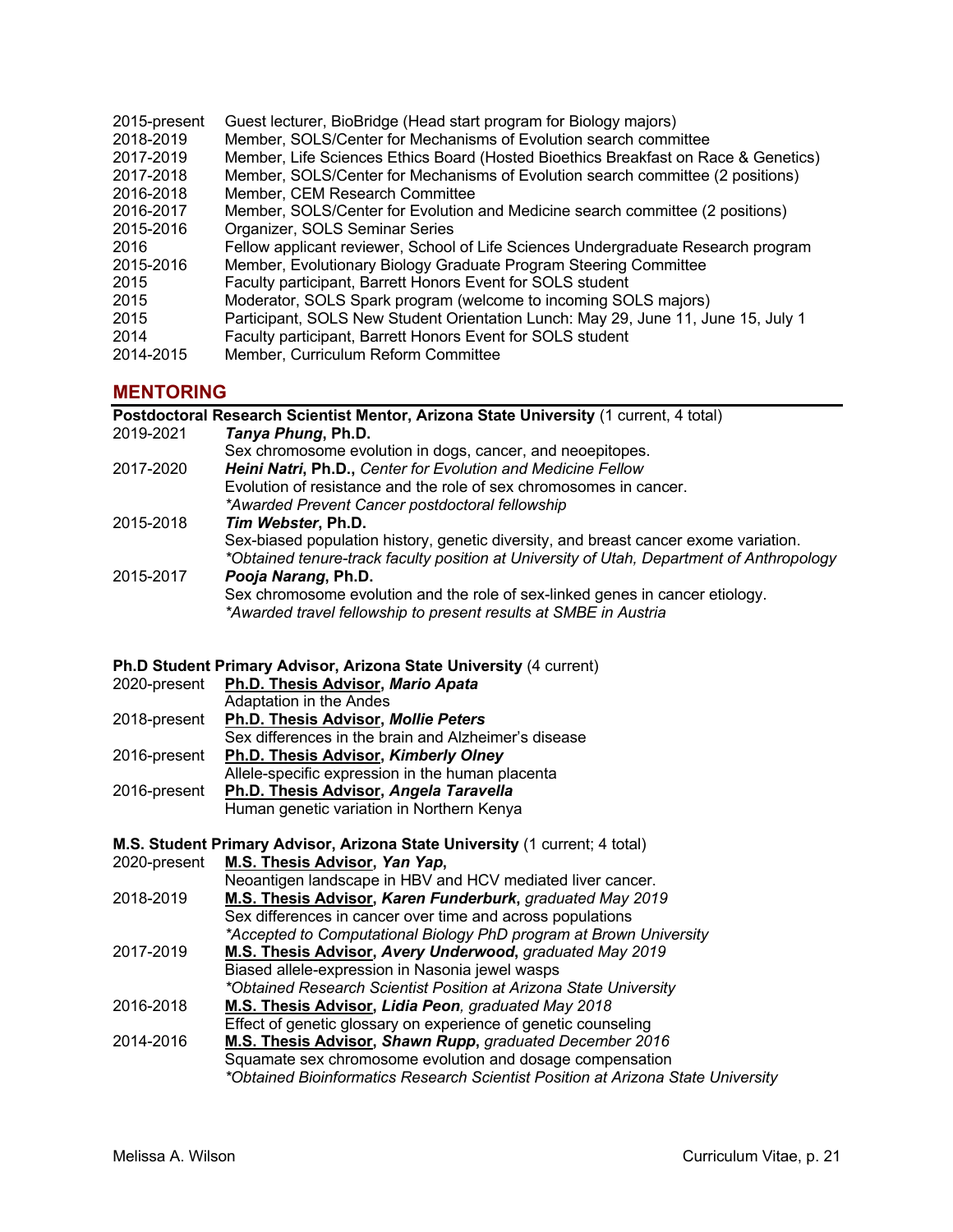| | |
|---|---|
| 2015-present | Guest lecturer, BioBridge (Head start program for Biology majors) |
| 2018-2019 | Member, SOLS/Center for Mechanisms of Evolution search committee |
| 2017-2019 | Member, Life Sciences Ethics Board (Hosted Bioethics Breakfast on Race & Genetics) |
| 2017-2018 | Member, SOLS/Center for Mechanisms of Evolution search committee (2 positions) |
| 2016-2018 | Member, CEM Research Committee |
| 2016-2017 | Member, SOLS/Center for Evolution and Medicine search committee (2 positions) |
| 2015-2016 | Organizer, SOLS Seminar Series |
| 2016 | Fellow applicant reviewer, School of Life Sciences Undergraduate Research program |
| 2015-2016 | Member, Evolutionary Biology Graduate Program Steering Committee |
| 2015 | Faculty participant, Barrett Honors Event for SOLS student |
| 2015 | Moderator, SOLS Spark program (welcome to incoming SOLS majors) |
| 2015 | Participant, SOLS New Student Orientation Lunch: May 29, June 11, June 15, July 1 |
| 2014 | Faculty participant, Barrett Honors Event for SOLS student |
| 2014-2015 | Member, Curriculum Reform Committee |

## MENTORING

**Postdoctoral Research Scientist Mentor, Arizona State University** (1 current, 4 total)

2019-2021 ***Tanya Phung*, Ph.D.**
Sex chromosome evolution in dogs, cancer, and neoepitopes.

2017-2020 ***Heini Natri*, Ph.D.,** *Center for Evolution and Medicine Fellow*
Evolution of resistance and the role of sex chromosomes in cancer.
*\*Awarded Prevent Cancer postdoctoral fellowship*

2015-2018 ***Tim Webster*, Ph.D.**
Sex-biased population history, genetic diversity, and breast cancer exome variation.
*\*Obtained tenure-track faculty position at University of Utah, Department of Anthropology*

2015-2017 ***Pooja Narang*, Ph.D.**
Sex chromosome evolution and the role of sex-linked genes in cancer etiology.
*\*Awarded travel fellowship to present results at SMBE in Austria*

**Ph.D Student Primary Advisor, Arizona State University** (4 current)

2020-present **Ph.D. Thesis Advisor, *Mario Apata***
Adaptation in the Andes

2018-present **Ph.D. Thesis Advisor, *Mollie Peters***
Sex differences in the brain and Alzheimer's disease

2016-present **Ph.D. Thesis Advisor, *Kimberly Olney***
Allele-specific expression in the human placenta

2016-present **Ph.D. Thesis Advisor, *Angela Taravella***
Human genetic variation in Northern Kenya

**M.S. Student Primary Advisor, Arizona State University** (1 current; 4 total)

2020-present **M.S. Thesis Advisor, *Yan Yap*,**
Neoantigen landscape in HBV and HCV mediated liver cancer.

2018-2019 **M.S. Thesis Advisor, *Karen Funderburk*,** *graduated May 2019*
Sex differences in cancer over time and across populations
*\*Accepted to Computational Biology PhD program at Brown University*

2017-2019 **M.S. Thesis Advisor, *Avery Underwood*,** *graduated May 2019*
Biased allele-expression in Nasonia jewel wasps
*\*Obtained Research Scientist Position at Arizona State University*

2016-2018 **M.S. Thesis Advisor, *Lidia Peon*,** *graduated May 2018*
Effect of genetic glossary on experience of genetic counseling

2014-2016 **M.S. Thesis Advisor, *Shawn Rupp*,** *graduated December 2016*
Squamate sex chromosome evolution and dosage compensation
*\*Obtained Bioinformatics Research Scientist Position at Arizona State University*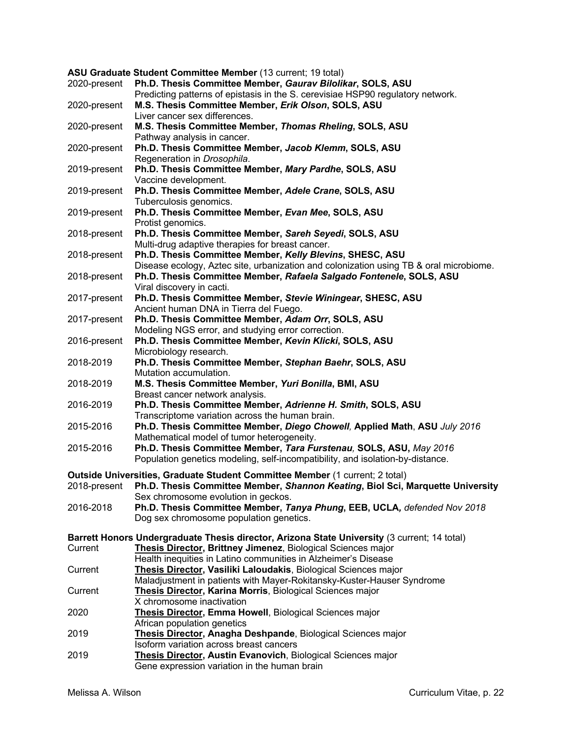**ASU Graduate Student Committee Member** (13 current; 19 total)

2020-present **Ph.D. Thesis Committee Member, *Gaurav Bilolikar*, SOLS, ASU**
Predicting patterns of epistasis in the S. cerevisiae HSP90 regulatory network.

2020-present **M.S. Thesis Committee Member, *Erik Olson*, SOLS, ASU**
Liver cancer sex differences.

2020-present **M.S. Thesis Committee Member, *Thomas Rheling*, SOLS, ASU**
Pathway analysis in cancer.

2020-present **Ph.D. Thesis Committee Member, *Jacob Klemm*, SOLS, ASU**
Regeneration in *Drosophila*.

2019-present **Ph.D. Thesis Committee Member, *Mary Pardhe*, SOLS, ASU**
Vaccine development.

2019-present **Ph.D. Thesis Committee Member, *Adele Crane*, SOLS, ASU**
Tuberculosis genomics.

2019-present **Ph.D. Thesis Committee Member, *Evan Mee*, SOLS, ASU**
Protist genomics.

2018-present **Ph.D. Thesis Committee Member, *Sareh Seyedi*, SOLS, ASU**
Multi-drug adaptive therapies for breast cancer.

2018-present **Ph.D. Thesis Committee Member, *Kelly Blevins*, SHESC, ASU**
Disease ecology, Aztec site, urbanization and colonization using TB & oral microbiome.

2018-present **Ph.D. Thesis Committee Member, *Rafaela Salgado Fontenele*, SOLS, ASU**
Viral discovery in cacti.

2017-present **Ph.D. Thesis Committee Member, *Stevie Winingear*, SHESC, ASU**
Ancient human DNA in Tierra del Fuego.

2017-present **Ph.D. Thesis Committee Member, *Adam Orr*, SOLS, ASU**
Modeling NGS error, and studying error correction.

2016-present **Ph.D. Thesis Committee Member, *Kevin Klicki*, SOLS, ASU**
Microbiology research.

2018-2019 **Ph.D. Thesis Committee Member, *Stephan Baehr*, SOLS, ASU**
Mutation accumulation.

2018-2019 **M.S. Thesis Committee Member, *Yuri Bonilla*, BMI, ASU**
Breast cancer network analysis.

2016-2019 **Ph.D. Thesis Committee Member, *Adrienne H. Smith*, SOLS, ASU**
Transcriptome variation across the human brain.

2015-2016 **Ph.D. Thesis Committee Member, *Diego Chowell,* Applied Math, ASU** *July 2016*
Mathematical model of tumor heterogeneity.

2015-2016 **Ph.D. Thesis Committee Member, *Tara Furstenau,* SOLS, ASU,** *May 2016*
Population genetics modeling, self-incompatibility, and isolation-by-distance.

**Outside Universities, Graduate Student Committee Member** (1 current; 2 total)

2018-present **Ph.D. Thesis Committee Member, *Shannon Keating*, Biol Sci, Marquette University**
Sex chromosome evolution in geckos.

2016-2018 **Ph.D. Thesis Committee Member, *Tanya Phung*, EEB, UCLA*,*** *defended Nov 2018*
Dog sex chromosome population genetics.

**Barrett Honors Undergraduate Thesis director, Arizona State University** (3 current; 14 total)

Current **Thesis Director, Brittney Jimenez**, Biological Sciences major
Health inequities in Latino communities in Alzheimer's Disease

Current **Thesis Director, Vasiliki Laloudakis**, Biological Sciences major
Maladjustment in patients with Mayer-Rokitansky-Kuster-Hauser Syndrome

Current **Thesis Director, Karina Morris**, Biological Sciences major
X chromosome inactivation

2020 **Thesis Director, Emma Howell**, Biological Sciences major
African population genetics

2019 **Thesis Director, Anagha Deshpande**, Biological Sciences major
Isoform variation across breast cancers

2019 **Thesis Director, Austin Evanovich**, Biological Sciences major
Gene expression variation in the human brain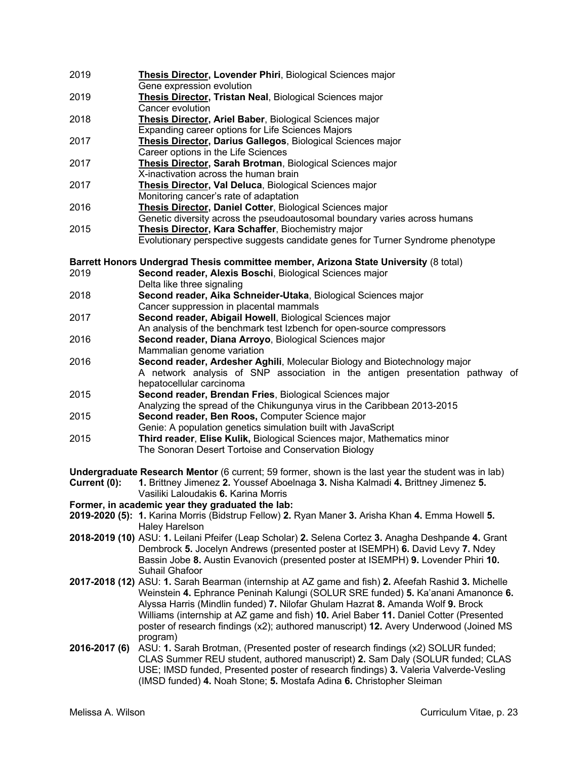2019 **<u>Thesis Director,</u> Lovender Phiri**, Biological Sciences major
Gene expression evolution

2019 **<u>Thesis Director,</u> Tristan Neal**, Biological Sciences major
Cancer evolution

2018 **<u>Thesis Director,</u> Ariel Baber**, Biological Sciences major
Expanding career options for Life Sciences Majors

2017 **<u>Thesis Director,</u> Darius Gallegos**, Biological Sciences major
Career options in the Life Sciences

2017 **<u>Thesis Director,</u> Sarah Brotman**, Biological Sciences major
X-inactivation across the human brain

2017 **<u>Thesis Director,</u> Val Deluca**, Biological Sciences major
Monitoring cancer's rate of adaptation

2016 **<u>Thesis Director,</u> Daniel Cotter**, Biological Sciences major
Genetic diversity across the pseudoautosomal boundary varies across humans

2015 **<u>Thesis Director,</u> Kara Schaffer**, Biochemistry major
Evolutionary perspective suggests candidate genes for Turner Syndrome phenotype

**Barrett Honors Undergrad Thesis committee member, Arizona State University** (8 total)

2019 **Second reader, Alexis Boschi**, Biological Sciences major
Delta like three signaling

2018 **Second reader, Aika Schneider-Utaka**, Biological Sciences major
Cancer suppression in placental mammals

2017 **Second reader, Abigail Howell**, Biological Sciences major
An analysis of the benchmark test lzbench for open-source compressors

2016 **Second reader, Diana Arroyo**, Biological Sciences major
Mammalian genome variation

2016 **Second reader, Ardesher Aghili**, Molecular Biology and Biotechnology major
A network analysis of SNP association in the antigen presentation pathway of hepatocellular carcinoma

2015 **Second reader, Brendan Fries**, Biological Sciences major
Analyzing the spread of the Chikungunya virus in the Caribbean 2013-2015

2015 **Second reader, Ben Roos,** Computer Science major
Genie: A population genetics simulation built with JavaScript

2015 **Third reader**, **Elise Kulik,** Biological Sciences major, Mathematics minor
The Sonoran Desert Tortoise and Conservation Biology

**Undergraduate Research Mentor** (6 current; 59 former, shown is the last year the student was in lab)

**Current (0):** **1.** Brittney Jimenez **2.** Youssef Aboelnaga **3.** Nisha Kalmadi **4.** Brittney Jimenez **5.** Vasiliki Laloudakis **6.** Karina Morris

**Former, in academic year they graduated the lab:**

**2019-2020 (5):** **1.** Karina Morris (Bidstrup Fellow) **2.** Ryan Maner **3.** Arisha Khan **4.** Emma Howell **5.** Haley Harelson

**2018-2019 (10)** ASU: **1.** Leilani Pfeifer (Leap Scholar) **2.** Selena Cortez **3.** Anagha Deshpande **4.** Grant Dembrock **5.** Jocelyn Andrews (presented poster at ISEMPH) **6.** David Levy **7.** Ndey Bassin Jobe **8.** Austin Evanovich (presented poster at ISEMPH) **9.** Lovender Phiri **10.** Suhail Ghafoor

**2017-2018 (12)** ASU: **1.** Sarah Bearman (internship at AZ game and fish) **2.** Afeefah Rashid **3.** Michelle Weinstein **4.** Ephrance Peninah Kalungi (SOLUR SRE funded) **5.** Ka'anani Amanonce **6.** Alyssa Harris (Mindlin funded) **7.** Nilofar Ghulam Hazrat **8.** Amanda Wolf **9.** Brock Williams (internship at AZ game and fish) **10.** Ariel Baber **11.** Daniel Cotter (Presented poster of research findings (x2); authored manuscript) **12.** Avery Underwood (Joined MS program)

**2016-2017 (6)** ASU: **1.** Sarah Brotman, (Presented poster of research findings (x2) SOLUR funded; CLAS Summer REU student, authored manuscript) **2.** Sam Daly (SOLUR funded; CLAS USE; IMSD funded, Presented poster of research findings) **3.** Valeria Valverde-Vesling (IMSD funded) **4.** Noah Stone; **5.** Mostafa Adina **6.** Christopher Sleiman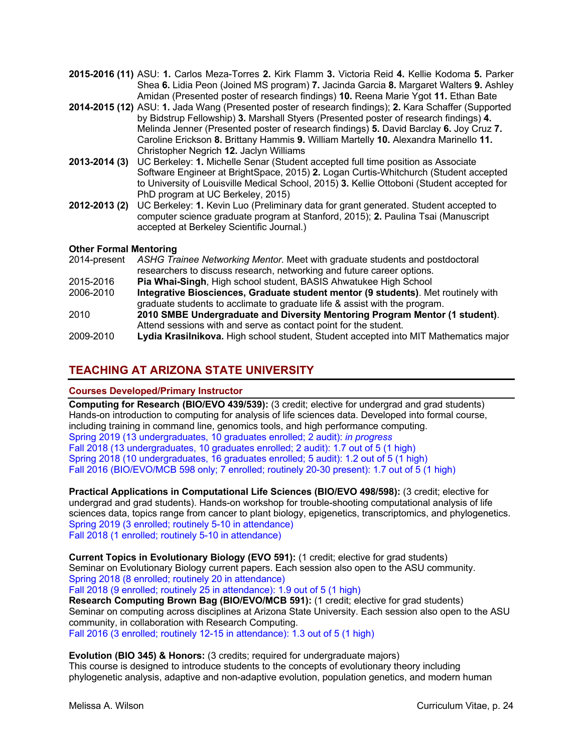**2015-2016 (11)** ASU: **1.** Carlos Meza-Torres **2.** Kirk Flamm **3.** Victoria Reid **4.** Kellie Kodoma **5.** Parker Shea **6.** Lidia Peon (Joined MS program) **7.** Jacinda Garcia **8.** Margaret Walters **9.** Ashley Amidan (Presented poster of research findings) **10.** Reena Marie Ygot **11.** Ethan Bate

**2014-2015 (12)** ASU: **1.** Jada Wang (Presented poster of research findings); **2.** Kara Schaffer (Supported by Bidstrup Fellowship) **3.** Marshall Styers (Presented poster of research findings) **4.** Melinda Jenner (Presented poster of research findings) **5.** David Barclay **6.** Joy Cruz **7.** Caroline Erickson **8.** Brittany Hammis **9.** William Martelly **10.** Alexandra Marinello **11.** Christopher Negrich **12.** Jaclyn Williams

**2013-2014 (3)** UC Berkeley: **1.** Michelle Senar (Student accepted full time position as Associate Software Engineer at BrightSpace, 2015) **2.** Logan Curtis-Whitchurch (Student accepted to University of Louisville Medical School, 2015) **3.** Kellie Ottoboni (Student accepted for PhD program at UC Berkeley, 2015)

**2012-2013 (2)** UC Berkeley: **1.** Kevin Luo (Preliminary data for grant generated. Student accepted to computer science graduate program at Stanford, 2015); **2.** Paulina Tsai (Manuscript accepted at Berkeley Scientific Journal.)

**Other Formal Mentoring**

2014-present *ASHG Trainee Networking Mentor.* Meet with graduate students and postdoctoral researchers to discuss research, networking and future career options.

2015-2016 **Pia Whai-Singh**, High school student, BASIS Ahwatukee High School

2006-2010 **Integrative Biosciences, Graduate student mentor (9 students)**. Met routinely with graduate students to acclimate to graduate life & assist with the program.

2010 **2010 SMBE Undergraduate and Diversity Mentoring Program Mentor (1 student)**. Attend sessions with and serve as contact point for the student.

2009-2010 **Lydia Krasilnikova.** High school student, Student accepted into MIT Mathematics major

## TEACHING AT ARIZONA STATE UNIVERSITY

### Courses Developed/Primary Instructor

**Computing for Research (BIO/EVO 439/539):** (3 credit; elective for undergrad and grad students) Hands-on introduction to computing for analysis of life sciences data. Developed into formal course, including training in command line, genomics tools, and high performance computing.
Spring 2019 (13 undergraduates, 10 graduates enrolled; 2 audit): *in progress*
Fall 2018 (13 undergraduates, 10 graduates enrolled; 2 audit): 1.7 out of 5 (1 high)
Spring 2018 (10 undergraduates, 16 graduates enrolled; 5 audit): 1.2 out of 5 (1 high)
Fall 2016 (BIO/EVO/MCB 598 only; 7 enrolled; routinely 20-30 present): 1.7 out of 5 (1 high)

**Practical Applications in Computational Life Sciences (BIO/EVO 498/598):** (3 credit; elective for undergrad and grad students). Hands-on workshop for trouble-shooting computational analysis of life sciences data, topics range from cancer to plant biology, epigenetics, transcriptomics, and phylogenetics.
Spring 2019 (3 enrolled; routinely 5-10 in attendance)
Fall 2018 (1 enrolled; routinely 5-10 in attendance)

**Current Topics in Evolutionary Biology (EVO 591):** (1 credit; elective for grad students) Seminar on Evolutionary Biology current papers. Each session also open to the ASU community.
Spring 2018 (8 enrolled; routinely 20 in attendance)
Fall 2018 (9 enrolled; routinely 25 in attendance): 1.9 out of 5 (1 high)

**Research Computing Brown Bag (BIO/EVO/MCB 591):** (1 credit; elective for grad students) Seminar on computing across disciplines at Arizona State University. Each session also open to the ASU community, in collaboration with Research Computing.
Fall 2016 (3 enrolled; routinely 12-15 in attendance): 1.3 out of 5 (1 high)

**Evolution (BIO 345) & Honors:** (3 credits; required for undergraduate majors) This course is designed to introduce students to the concepts of evolutionary theory including phylogenetic analysis, adaptive and non-adaptive evolution, population genetics, and modern human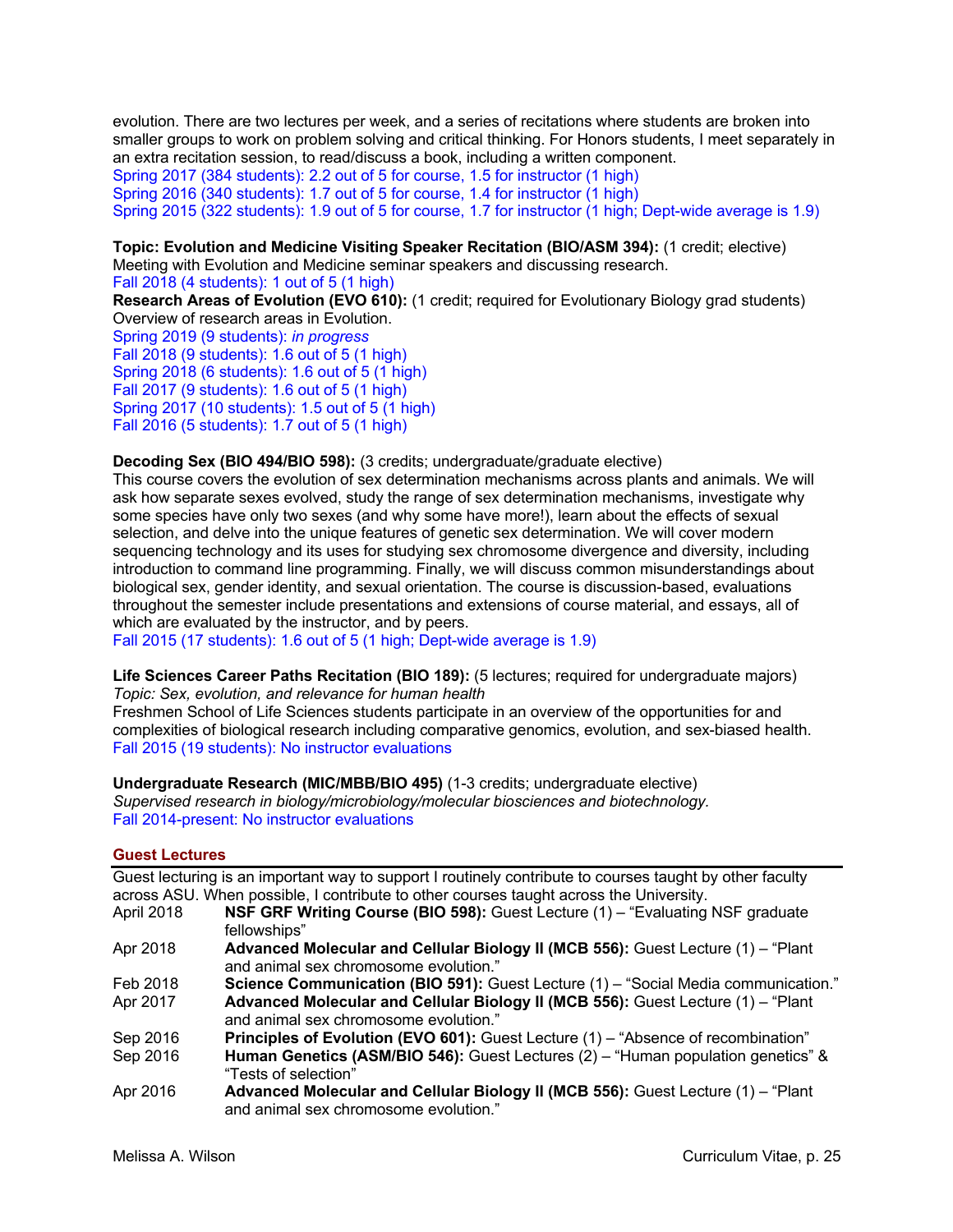evolution. There are two lectures per week, and a series of recitations where students are broken into smaller groups to work on problem solving and critical thinking. For Honors students, I meet separately in an extra recitation session, to read/discuss a book, including a written component.
Spring 2017 (384 students): 2.2 out of 5 for course, 1.5 for instructor (1 high)
Spring 2016 (340 students): 1.7 out of 5 for course, 1.4 for instructor (1 high)
Spring 2015 (322 students): 1.9 out of 5 for course, 1.7 for instructor (1 high; Dept-wide average is 1.9)

**Topic: Evolution and Medicine Visiting Speaker Recitation (BIO/ASM 394):** (1 credit; elective)
Meeting with Evolution and Medicine seminar speakers and discussing research.
Fall 2018 (4 students): 1 out of 5 (1 high)

**Research Areas of Evolution (EVO 610):** (1 credit; required for Evolutionary Biology grad students)
Overview of research areas in Evolution.
Spring 2019 (9 students): *in progress*
Fall 2018 (9 students): 1.6 out of 5 (1 high)
Spring 2018 (6 students): 1.6 out of 5 (1 high)
Fall 2017 (9 students): 1.6 out of 5 (1 high)
Spring 2017 (10 students): 1.5 out of 5 (1 high)
Fall 2016 (5 students): 1.7 out of 5 (1 high)

**Decoding Sex (BIO 494/BIO 598):** (3 credits; undergraduate/graduate elective)
This course covers the evolution of sex determination mechanisms across plants and animals. We will ask how separate sexes evolved, study the range of sex determination mechanisms, investigate why some species have only two sexes (and why some have more!), learn about the effects of sexual selection, and delve into the unique features of genetic sex determination. We will cover modern sequencing technology and its uses for studying sex chromosome divergence and diversity, including introduction to command line programming. Finally, we will discuss common misunderstandings about biological sex, gender identity, and sexual orientation. The course is discussion-based, evaluations throughout the semester include presentations and extensions of course material, and essays, all of which are evaluated by the instructor, and by peers.
Fall 2015 (17 students): 1.6 out of 5 (1 high; Dept-wide average is 1.9)

**Life Sciences Career Paths Recitation (BIO 189):** (5 lectures; required for undergraduate majors)
*Topic: Sex, evolution, and relevance for human health*
Freshmen School of Life Sciences students participate in an overview of the opportunities for and complexities of biological research including comparative genomics, evolution, and sex-biased health.
Fall 2015 (19 students): No instructor evaluations

**Undergraduate Research (MIC/MBB/BIO 495)** (1-3 credits; undergraduate elective)
*Supervised research in biology/microbiology/molecular biosciences and biotechnology.*
Fall 2014-present: No instructor evaluations

## Guest Lectures

Guest lecturing is an important way to support I routinely contribute to courses taught by other faculty across ASU. When possible, I contribute to other courses taught across the University.

| | |
|---|---|
| April 2018 | **NSF GRF Writing Course (BIO 598):** Guest Lecture (1) – "Evaluating NSF graduate fellowships" |
| Apr 2018 | **Advanced Molecular and Cellular Biology II (MCB 556):** Guest Lecture (1) – "Plant and animal sex chromosome evolution." |
| Feb 2018 | **Science Communication (BIO 591):** Guest Lecture (1) – "Social Media communication." |
| Apr 2017 | **Advanced Molecular and Cellular Biology II (MCB 556):** Guest Lecture (1) – "Plant and animal sex chromosome evolution." |
| Sep 2016 | **Principles of Evolution (EVO 601):** Guest Lecture (1) – "Absence of recombination" |
| Sep 2016 | **Human Genetics (ASM/BIO 546):** Guest Lectures (2) – "Human population genetics" & "Tests of selection" |
| Apr 2016 | **Advanced Molecular and Cellular Biology II (MCB 556):** Guest Lecture (1) – "Plant and animal sex chromosome evolution." |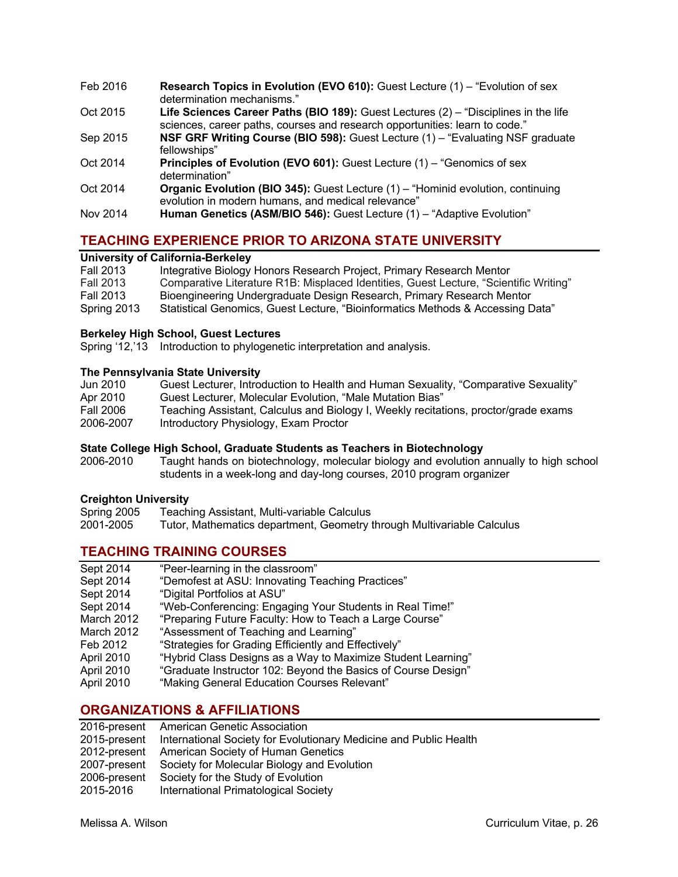| | |
|---|---|
| Feb 2016 | **Research Topics in Evolution (EVO 610):** Guest Lecture (1) – "Evolution of sex determination mechanisms." |
| Oct 2015 | **Life Sciences Career Paths (BIO 189):** Guest Lectures (2) – "Disciplines in the life sciences, career paths, courses and research opportunities: learn to code." |
| Sep 2015 | **NSF GRF Writing Course (BIO 598):** Guest Lecture (1) – "Evaluating NSF graduate fellowships" |
| Oct 2014 | **Principles of Evolution (EVO 601):** Guest Lecture (1) – "Genomics of sex determination" |
| Oct 2014 | **Organic Evolution (BIO 345):** Guest Lecture (1) – "Hominid evolution, continuing evolution in modern humans, and medical relevance" |
| Nov 2014 | **Human Genetics (ASM/BIO 546):** Guest Lecture (1) – "Adaptive Evolution" |

## TEACHING EXPERIENCE PRIOR TO ARIZONA STATE UNIVERSITY

**University of California-Berkeley**

| | |
|---|---|
| Fall 2013 | Integrative Biology Honors Research Project, Primary Research Mentor |
| Fall 2013 | Comparative Literature R1B: Misplaced Identities, Guest Lecture, "Scientific Writing" |
| Fall 2013 | Bioengineering Undergraduate Design Research, Primary Research Mentor |
| Spring 2013 | Statistical Genomics, Guest Lecture, "Bioinformatics Methods & Accessing Data" |

**Berkeley High School, Guest Lectures**

| | |
|---|---|
| Spring '12,'13 | Introduction to phylogenetic interpretation and analysis. |

**The Pennsylvania State University**

| | |
|---|---|
| Jun 2010 | Guest Lecturer, Introduction to Health and Human Sexuality, "Comparative Sexuality" |
| Apr 2010 | Guest Lecturer, Molecular Evolution, "Male Mutation Bias" |
| Fall 2006 | Teaching Assistant, Calculus and Biology I, Weekly recitations, proctor/grade exams |
| 2006-2007 | Introductory Physiology, Exam Proctor |

**State College High School, Graduate Students as Teachers in Biotechnology**

| | |
|---|---|
| 2006-2010 | Taught hands on biotechnology, molecular biology and evolution annually to high school students in a week-long and day-long courses, 2010 program organizer |

**Creighton University**

| | |
|---|---|
| Spring 2005 | Teaching Assistant, Multi-variable Calculus |
| 2001-2005 | Tutor, Mathematics department, Geometry through Multivariable Calculus |

## TEACHING TRAINING COURSES

| | |
|---|---|
| Sept 2014 | "Peer-learning in the classroom" |
| Sept 2014 | "Demofest at ASU: Innovating Teaching Practices" |
| Sept 2014 | "Digital Portfolios at ASU" |
| Sept 2014 | "Web-Conferencing: Engaging Your Students in Real Time!" |
| March 2012 | "Preparing Future Faculty: How to Teach a Large Course" |
| March 2012 | "Assessment of Teaching and Learning" |
| Feb 2012 | "Strategies for Grading Efficiently and Effectively" |
| April 2010 | "Hybrid Class Designs as a Way to Maximize Student Learning" |
| April 2010 | "Graduate Instructor 102: Beyond the Basics of Course Design" |
| April 2010 | "Making General Education Courses Relevant" |

## ORGANIZATIONS & AFFILIATIONS

| | |
|---|---|
| 2016-present | American Genetic Association |
| 2015-present | International Society for Evolutionary Medicine and Public Health |
| 2012-present | American Society of Human Genetics |
| 2007-present | Society for Molecular Biology and Evolution |
| 2006-present | Society for the Study of Evolution |
| 2015-2016 | International Primatological Society |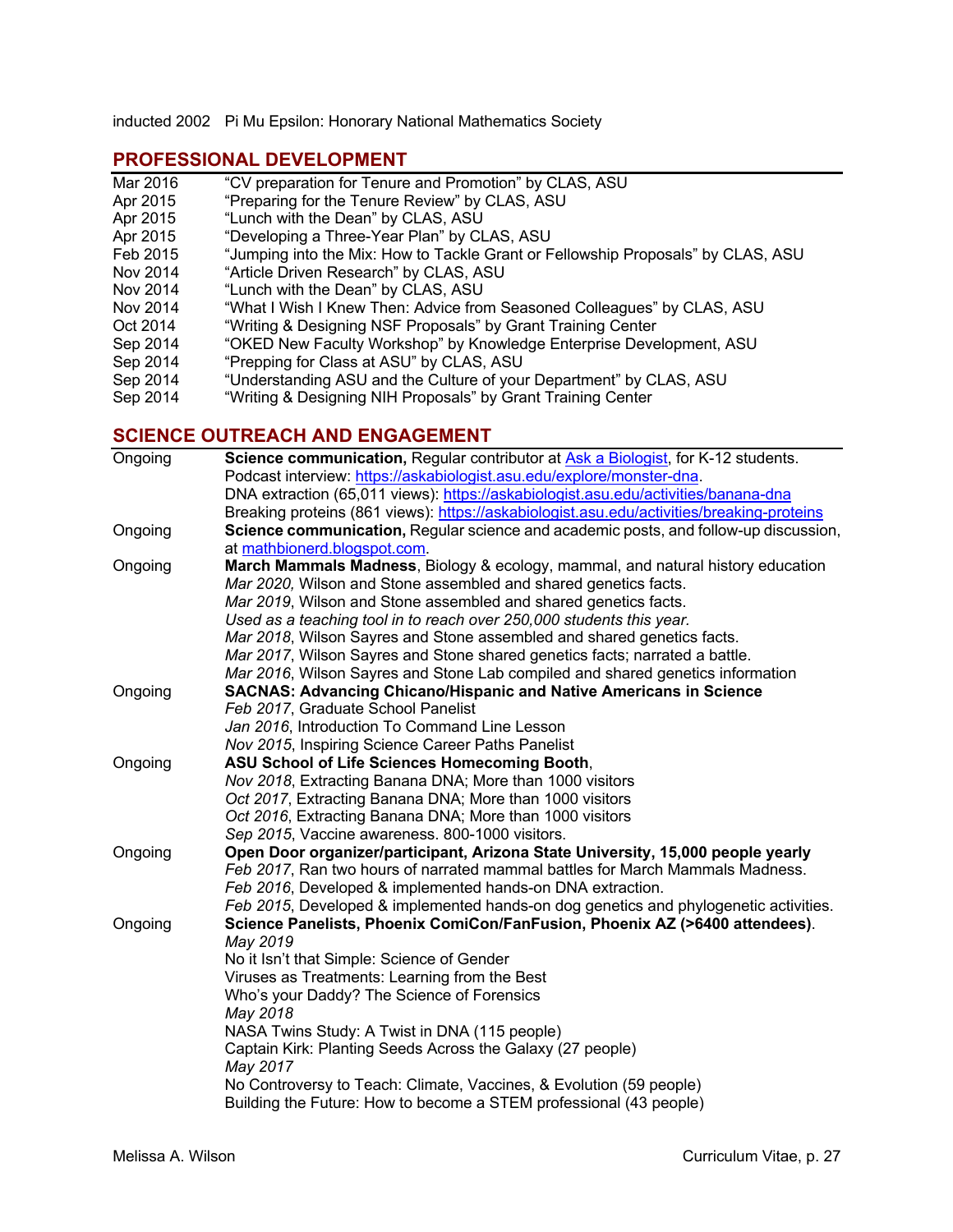inducted 2002 Pi Mu Epsilon: Honorary National Mathematics Society

## PROFESSIONAL DEVELOPMENT

| | |
|---|---|
| Mar 2016 | "CV preparation for Tenure and Promotion" by CLAS, ASU |
| Apr 2015 | "Preparing for the Tenure Review" by CLAS, ASU |
| Apr 2015 | "Lunch with the Dean" by CLAS, ASU |
| Apr 2015 | "Developing a Three-Year Plan" by CLAS, ASU |
| Feb 2015 | "Jumping into the Mix: How to Tackle Grant or Fellowship Proposals" by CLAS, ASU |
| Nov 2014 | "Article Driven Research" by CLAS, ASU |
| Nov 2014 | "Lunch with the Dean" by CLAS, ASU |
| Nov 2014 | "What I Wish I Knew Then: Advice from Seasoned Colleagues" by CLAS, ASU |
| Oct 2014 | "Writing & Designing NSF Proposals" by Grant Training Center |
| Sep 2014 | "OKED New Faculty Workshop" by Knowledge Enterprise Development, ASU |
| Sep 2014 | "Prepping for Class at ASU" by CLAS, ASU |
| Sep 2014 | "Understanding ASU and the Culture of your Department" by CLAS, ASU |
| Sep 2014 | "Writing & Designing NIH Proposals" by Grant Training Center |

## SCIENCE OUTREACH AND ENGAGEMENT

Ongoing **Science communication,** Regular contributor at Ask a Biologist, for K-12 students.
Podcast interview: https://askabiologist.asu.edu/explore/monster-dna.
DNA extraction (65,011 views): https://askabiologist.asu.edu/activities/banana-dna
Breaking proteins (861 views): https://askabiologist.asu.edu/activities/breaking-proteins

Ongoing **Science communication,** Regular science and academic posts, and follow-up discussion, at mathbionerd.blogspot.com.

Ongoing **March Mammals Madness**, Biology & ecology, mammal, and natural history education
*Mar 2020,* Wilson and Stone assembled and shared genetics facts.
*Mar 2019*, Wilson and Stone assembled and shared genetics facts.
*Used as a teaching tool in to reach over 250,000 students this year.*
*Mar 2018*, Wilson Sayres and Stone assembled and shared genetics facts.
*Mar 2017*, Wilson Sayres and Stone shared genetics facts; narrated a battle.
*Mar 2016*, Wilson Sayres and Stone Lab compiled and shared genetics information

Ongoing **SACNAS: Advancing Chicano/Hispanic and Native Americans in Science**
*Feb 2017*, Graduate School Panelist
*Jan 2016*, Introduction To Command Line Lesson
*Nov 2015*, Inspiring Science Career Paths Panelist

Ongoing **ASU School of Life Sciences Homecoming Booth**,
*Nov 2018*, Extracting Banana DNA; More than 1000 visitors
*Oct 2017*, Extracting Banana DNA; More than 1000 visitors
*Oct 2016*, Extracting Banana DNA; More than 1000 visitors
*Sep 2015*, Vaccine awareness. 800-1000 visitors.

Ongoing **Open Door organizer/participant, Arizona State University, 15,000 people yearly**
*Feb 2017*, Ran two hours of narrated mammal battles for March Mammals Madness.
*Feb 2016*, Developed & implemented hands-on DNA extraction.
*Feb 2015*, Developed & implemented hands-on dog genetics and phylogenetic activities.

Ongoing **Science Panelists, Phoenix ComiCon/FanFusion, Phoenix AZ (>6400 attendees)**.
*May 2019*
No it Isn't that Simple: Science of Gender
Viruses as Treatments: Learning from the Best
Who's your Daddy? The Science of Forensics
*May 2018*
NASA Twins Study: A Twist in DNA (115 people)
Captain Kirk: Planting Seeds Across the Galaxy (27 people)
*May 2017*
No Controversy to Teach: Climate, Vaccines, & Evolution (59 people)
Building the Future: How to become a STEM professional (43 people)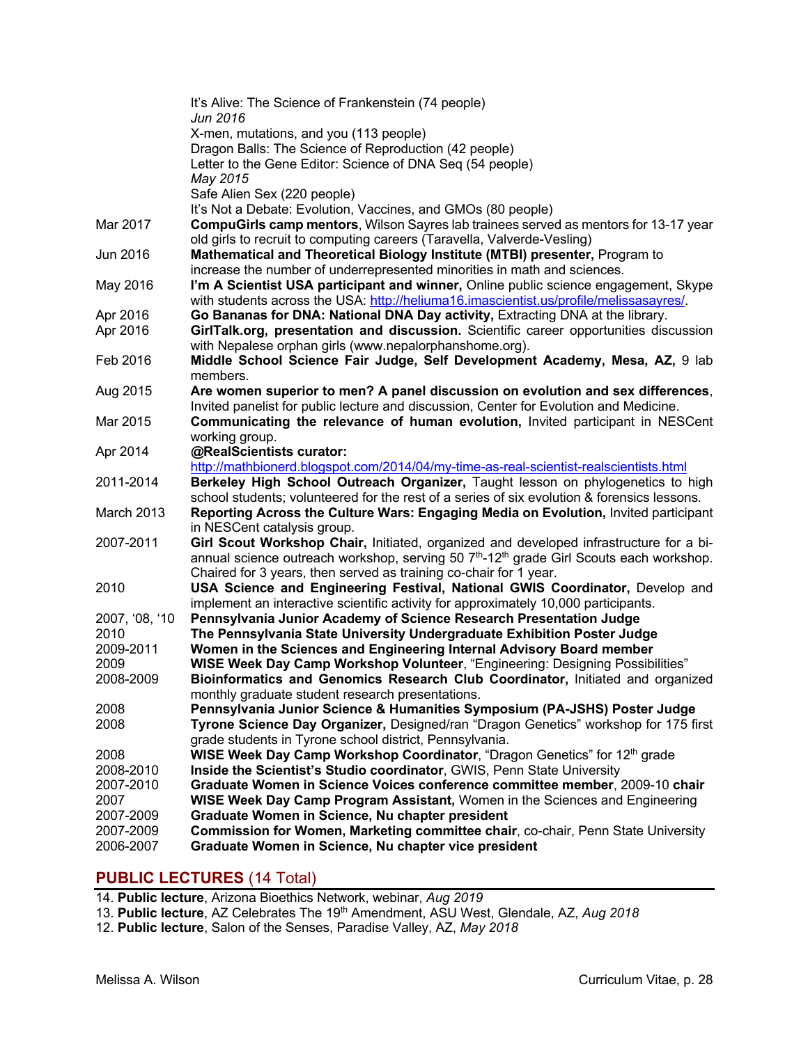It's Alive: The Science of Frankenstein (74 people)
*Jun 2016*
X-men, mutations, and you (113 people)
Dragon Balls: The Science of Reproduction (42 people)
Letter to the Gene Editor: Science of DNA Seq (54 people)
*May 2015*
Safe Alien Sex (220 people)
It's Not a Debate: Evolution, Vaccines, and GMOs (80 people)

Mar 2017 — **CompuGirls camp mentors**, Wilson Sayres lab trainees served as mentors for 13-17 year old girls to recruit to computing careers (Taravella, Valverde-Vesling)

Jun 2016 — **Mathematical and Theoretical Biology Institute (MTBI) presenter,** Program to increase the number of underrepresented minorities in math and sciences.

May 2016 — **I'm A Scientist USA participant and winner,** Online public science engagement, Skype with students across the USA: http://heliuma16.imascientist.us/profile/melissasayres/.

Apr 2016 — **Go Bananas for DNA: National DNA Day activity,** Extracting DNA at the library.

Apr 2016 — **GirlTalk.org, presentation and discussion.** Scientific career opportunities discussion with Nepalese orphan girls (www.nepalorphanshome.org).

Feb 2016 — **Middle School Science Fair Judge, Self Development Academy, Mesa, AZ,** 9 lab members.

Aug 2015 — **Are women superior to men? A panel discussion on evolution and sex differences**, Invited panelist for public lecture and discussion, Center for Evolution and Medicine.

Mar 2015 — **Communicating the relevance of human evolution,** Invited participant in NESCent working group.

Apr 2014 — **@RealScientists curator:** http://mathbionerd.blogspot.com/2014/04/my-time-as-real-scientist-realscientists.html

2011-2014 — **Berkeley High School Outreach Organizer,** Taught lesson on phylogenetics to high school students; volunteered for the rest of a series of six evolution & forensics lessons.

March 2013 — **Reporting Across the Culture Wars: Engaging Media on Evolution,** Invited participant in NESCent catalysis group.

2007-2011 — **Girl Scout Workshop Chair,** Initiated, organized and developed infrastructure for a bi-annual science outreach workshop, serving 50 7th-12th grade Girl Scouts each workshop. Chaired for 3 years, then served as training co-chair for 1 year.

2010 — **USA Science and Engineering Festival, National GWIS Coordinator,** Develop and implement an interactive scientific activity for approximately 10,000 participants.

2007, '08, '10 — **Pennsylvania Junior Academy of Science Research Presentation Judge**

2010 — **The Pennsylvania State University Undergraduate Exhibition Poster Judge**

2009-2011 — **Women in the Sciences and Engineering Internal Advisory Board member**

2009 — **WISE Week Day Camp Workshop Volunteer**, "Engineering: Designing Possibilities"

2008-2009 — **Bioinformatics and Genomics Research Club Coordinator,** Initiated and organized monthly graduate student research presentations.

2008 — **Pennsylvania Junior Science & Humanities Symposium (PA-JSHS) Poster Judge**

2008 — **Tyrone Science Day Organizer,** Designed/ran "Dragon Genetics" workshop for 175 first grade students in Tyrone school district, Pennsylvania.

2008 — **WISE Week Day Camp Workshop Coordinator**, "Dragon Genetics" for 12th grade

2008-2010 — **Inside the Scientist's Studio coordinator**, GWIS, Penn State University

2007-2010 — **Graduate Women in Science Voices conference committee member**, 2009-10 **chair**

2007 — **WISE Week Day Camp Program Assistant,** Women in the Sciences and Engineering

2007-2009 — **Graduate Women in Science, Nu chapter president**

2007-2009 — **Commission for Women, Marketing committee chair**, co-chair, Penn State University

2006-2007 — **Graduate Women in Science, Nu chapter vice president**

## PUBLIC LECTURES (14 Total)

14. **Public lecture**, Arizona Bioethics Network, webinar, *Aug 2019*
13. **Public lecture**, AZ Celebrates The 19th Amendment, ASU West, Glendale, AZ, *Aug 2018*
12. **Public lecture**, Salon of the Senses, Paradise Valley, AZ, *May 2018*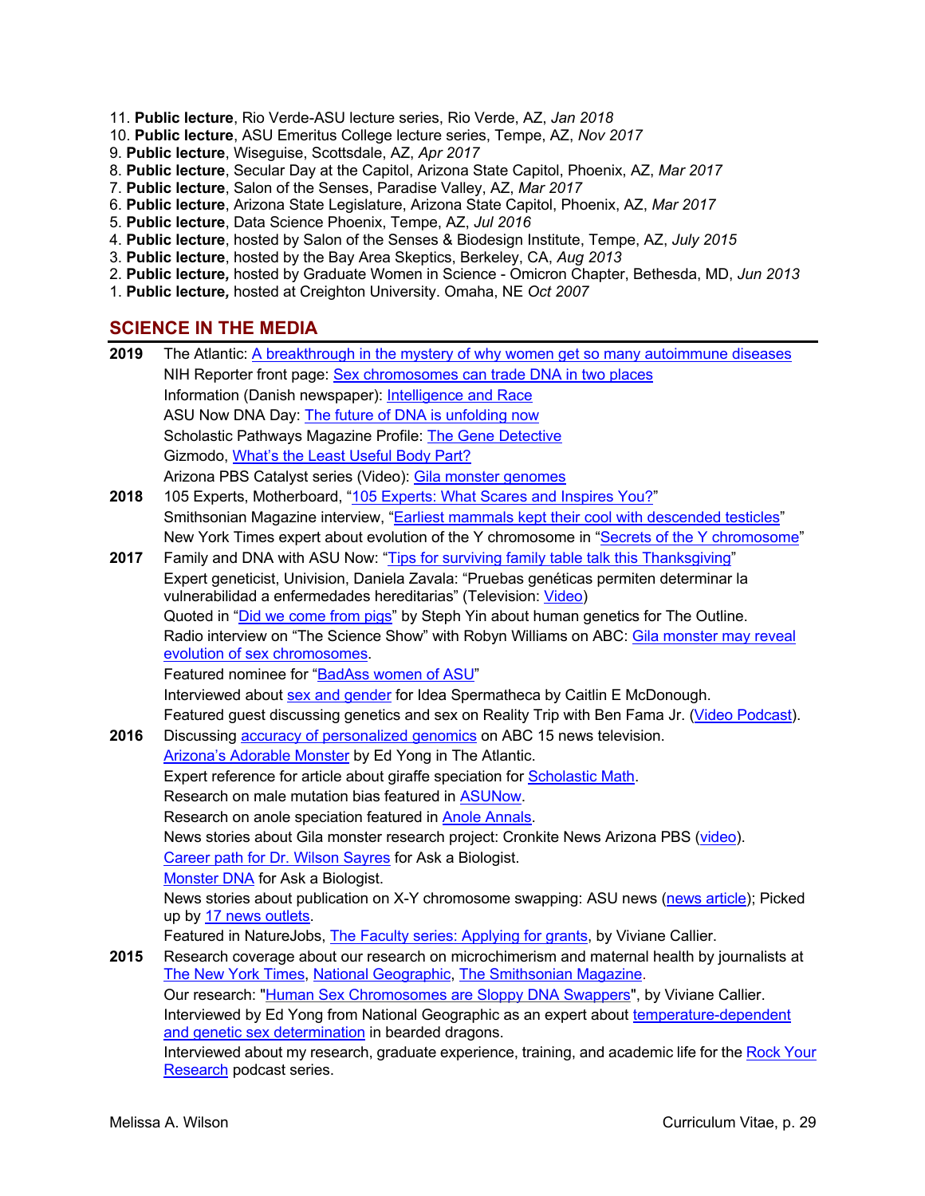11. **Public lecture**, Rio Verde-ASU lecture series, Rio Verde, AZ, *Jan 2018*
10. **Public lecture**, ASU Emeritus College lecture series, Tempe, AZ, *Nov 2017*
9. **Public lecture**, Wiseguise, Scottsdale, AZ, *Apr 2017*
8. **Public lecture**, Secular Day at the Capitol, Arizona State Capitol, Phoenix, AZ, *Mar 2017*
7. **Public lecture**, Salon of the Senses, Paradise Valley, AZ, *Mar 2017*
6. **Public lecture**, Arizona State Legislature, Arizona State Capitol, Phoenix, AZ, *Mar 2017*
5. **Public lecture**, Data Science Phoenix, Tempe, AZ, *Jul 2016*
4. **Public lecture**, hosted by Salon of the Senses & Biodesign Institute, Tempe, AZ, *July 2015*
3. **Public lecture**, hosted by the Bay Area Skeptics, Berkeley, CA, *Aug 2013*
2. **Public lecture,** hosted by Graduate Women in Science - Omicron Chapter, Bethesda, MD, *Jun 2013*
1. **Public lecture,** hosted at Creighton University. Omaha, NE *Oct 2007*

## SCIENCE IN THE MEDIA

**2019**
The Atlantic: A breakthrough in the mystery of why women get so many autoimmune diseases
NIH Reporter front page: Sex chromosomes can trade DNA in two places
Information (Danish newspaper): Intelligence and Race
ASU Now DNA Day: The future of DNA is unfolding now
Scholastic Pathways Magazine Profile: The Gene Detective
Gizmodo, What's the Least Useful Body Part?
Arizona PBS Catalyst series (Video): Gila monster genomes

**2018**
105 Experts, Motherboard, "105 Experts: What Scares and Inspires You?"
Smithsonian Magazine interview, "Earliest mammals kept their cool with descended testicles"
New York Times expert about evolution of the Y chromosome in "Secrets of the Y chromosome"

**2017**
Family and DNA with ASU Now: "Tips for surviving family table talk this Thanksgiving"
Expert geneticist, Univision, Daniela Zavala: "Pruebas genéticas permiten determinar la vulnerabilidad a enfermedades hereditarias" (Television: Video)
Quoted in "Did we come from pigs" by Steph Yin about human genetics for The Outline.
Radio interview on "The Science Show" with Robyn Williams on ABC: Gila monster may reveal evolution of sex chromosomes.
Featured nominee for "BadAss women of ASU"
Interviewed about sex and gender for Idea Spermatheca by Caitlin E McDonough.
Featured guest discussing genetics and sex on Reality Trip with Ben Fama Jr. (Video Podcast).

**2016**
Discussing accuracy of personalized genomics on ABC 15 news television.
Arizona's Adorable Monster by Ed Yong in The Atlantic.
Expert reference for article about giraffe speciation for Scholastic Math.
Research on male mutation bias featured in ASUNow.
Research on anole speciation featured in Anole Annals.
News stories about Gila monster research project: Cronkite News Arizona PBS (video).
Career path for Dr. Wilson Sayres for Ask a Biologist.
Monster DNA for Ask a Biologist.
News stories about publication on X-Y chromosome swapping: ASU news (news article); Picked up by 17 news outlets.
Featured in NatureJobs, The Faculty series: Applying for grants, by Viviane Callier.

**2015**
Research coverage about our research on microchimerism and maternal health by journalists at The New York Times, National Geographic, The Smithsonian Magazine.
Our research: "Human Sex Chromosomes are Sloppy DNA Swappers", by Viviane Callier.
Interviewed by Ed Yong from National Geographic as an expert about temperature-dependent and genetic sex determination in bearded dragons.
Interviewed about my research, graduate experience, training, and academic life for the Rock Your Research podcast series.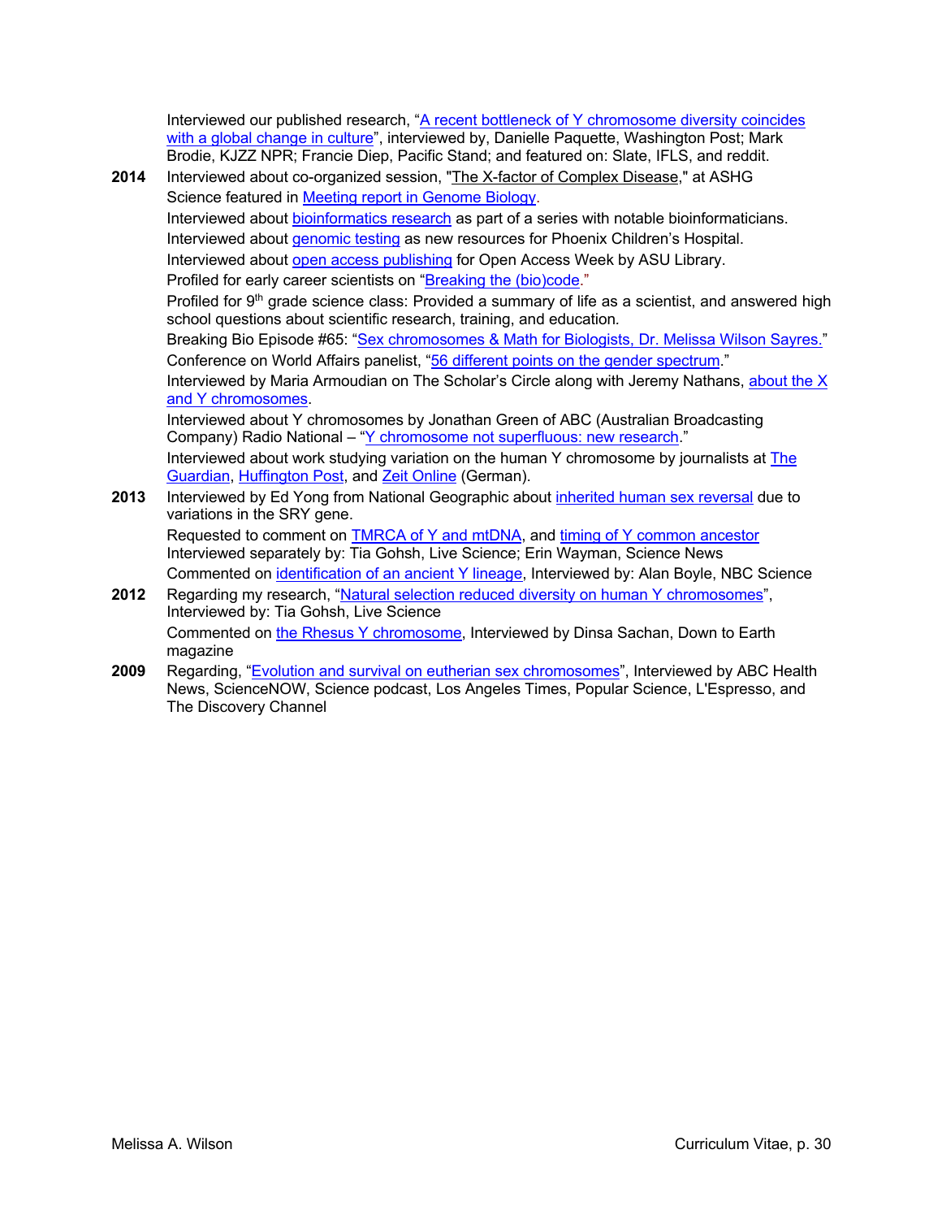Interviewed our published research, "A recent bottleneck of Y chromosome diversity coincides with a global change in culture", interviewed by, Danielle Paquette, Washington Post; Mark Brodie, KJZZ NPR; Francie Diep, Pacific Stand; and featured on: Slate, IFLS, and reddit.

**2014** Interviewed about co-organized session, "The X-factor of Complex Disease," at ASHG

Science featured in Meeting report in Genome Biology.

Interviewed about bioinformatics research as part of a series with notable bioinformaticians.

Interviewed about genomic testing as new resources for Phoenix Children's Hospital.

Interviewed about open access publishing for Open Access Week by ASU Library.

Profiled for early career scientists on "Breaking the (bio)code."

Profiled for 9th grade science class: Provided a summary of life as a scientist, and answered high school questions about scientific research, training, and education.

Breaking Bio Episode #65: "Sex chromosomes & Math for Biologists, Dr. Melissa Wilson Sayres."

Conference on World Affairs panelist, "56 different points on the gender spectrum."

Interviewed by Maria Armoudian on The Scholar's Circle along with Jeremy Nathans, about the X and Y chromosomes.

Interviewed about Y chromosomes by Jonathan Green of ABC (Australian Broadcasting Company) Radio National – "Y chromosome not superfluous: new research."

Interviewed about work studying variation on the human Y chromosome by journalists at The Guardian, Huffington Post, and Zeit Online (German).

**2013** Interviewed by Ed Yong from National Geographic about inherited human sex reversal due to variations in the SRY gene.

Requested to comment on TMRCA of Y and mtDNA, and timing of Y common ancestor Interviewed separately by: Tia Gohsh, Live Science; Erin Wayman, Science News

Commented on identification of an ancient Y lineage, Interviewed by: Alan Boyle, NBC Science

**2012** Regarding my research, "Natural selection reduced diversity on human Y chromosomes", Interviewed by: Tia Gohsh, Live Science

Commented on the Rhesus Y chromosome, Interviewed by Dinsa Sachan, Down to Earth magazine

**2009** Regarding, "Evolution and survival on eutherian sex chromosomes", Interviewed by ABC Health News, ScienceNOW, Science podcast, Los Angeles Times, Popular Science, L'Espresso, and The Discovery Channel